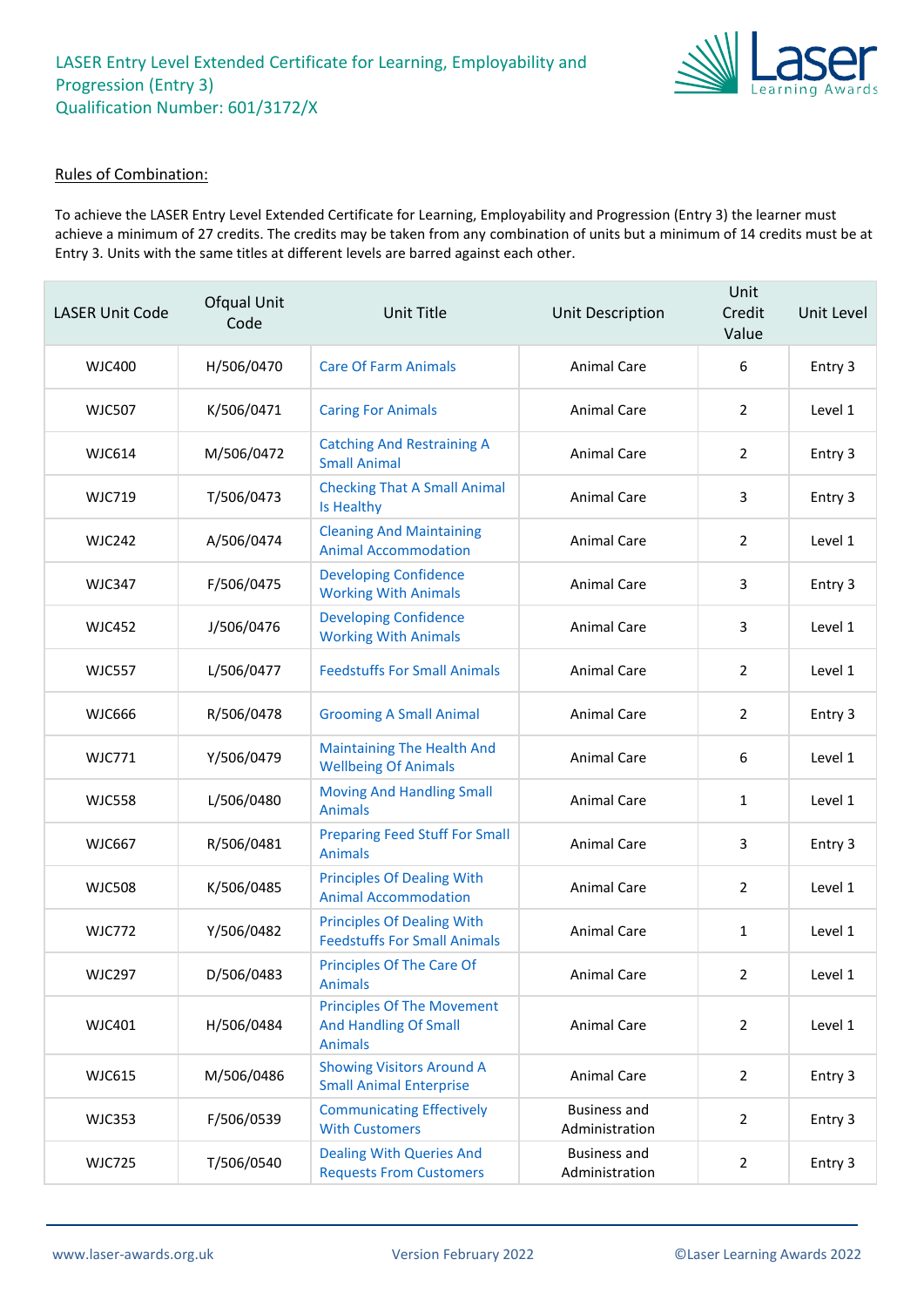# LASER Entry Level Extended Certificate for Learning, Employability and Progression (Entry 3)
## Qualification Number: 601/3172/X

Rules of Combination:

To achieve the LASER Entry Level Extended Certificate for Learning, Employability and Progression (Entry 3) the learner must achieve a minimum of 27 credits. The credits may be taken from any combination of units but a minimum of 14 credits must be at Entry 3. Units with the same titles at different levels are barred against each other.

| LASER Unit Code | Ofqual Unit Code | Unit Title | Unit Description | Unit Credit Value | Unit Level |
|---|---|---|---|---|---|
| WJC400 | H/506/0470 | Care Of Farm Animals | Animal Care | 6 | Entry 3 |
| WJC507 | K/506/0471 | Caring For Animals | Animal Care | 2 | Level 1 |
| WJC614 | M/506/0472 | Catching And Restraining A Small Animal | Animal Care | 2 | Entry 3 |
| WJC719 | T/506/0473 | Checking That A Small Animal Is Healthy | Animal Care | 3 | Entry 3 |
| WJC242 | A/506/0474 | Cleaning And Maintaining Animal Accommodation | Animal Care | 2 | Level 1 |
| WJC347 | F/506/0475 | Developing Confidence Working With Animals | Animal Care | 3 | Entry 3 |
| WJC452 | J/506/0476 | Developing Confidence Working With Animals | Animal Care | 3 | Level 1 |
| WJC557 | L/506/0477 | Feedstuffs For Small Animals | Animal Care | 2 | Level 1 |
| WJC666 | R/506/0478 | Grooming A Small Animal | Animal Care | 2 | Entry 3 |
| WJC771 | Y/506/0479 | Maintaining The Health And Wellbeing Of Animals | Animal Care | 6 | Level 1 |
| WJC558 | L/506/0480 | Moving And Handling Small Animals | Animal Care | 1 | Level 1 |
| WJC667 | R/506/0481 | Preparing Feed Stuff For Small Animals | Animal Care | 3 | Entry 3 |
| WJC508 | K/506/0485 | Principles Of Dealing With Animal Accommodation | Animal Care | 2 | Level 1 |
| WJC772 | Y/506/0482 | Principles Of Dealing With Feedstuffs For Small Animals | Animal Care | 1 | Level 1 |
| WJC297 | D/506/0483 | Principles Of The Care Of Animals | Animal Care | 2 | Level 1 |
| WJC401 | H/506/0484 | Principles Of The Movement And Handling Of Small Animals | Animal Care | 2 | Level 1 |
| WJC615 | M/506/0486 | Showing Visitors Around A Small Animal Enterprise | Animal Care | 2 | Entry 3 |
| WJC353 | F/506/0539 | Communicating Effectively With Customers | Business and Administration | 2 | Entry 3 |
| WJC725 | T/506/0540 | Dealing With Queries And Requests From Customers | Business and Administration | 2 | Entry 3 |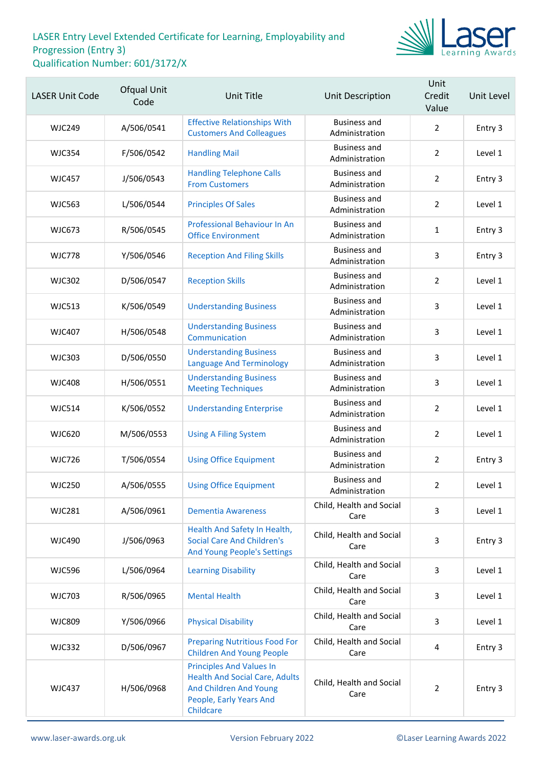LASER Entry Level Extended Certificate for Learning, Employability and Progression (Entry 3)
Qualification Number: 601/3172/X

| LASER Unit Code | Ofqual Unit Code | Unit Title | Unit Description | Unit Credit Value | Unit Level |
|---|---|---|---|---|---|
| WJC249 | A/506/0541 | Effective Relationships With Customers And Colleagues | Business and Administration | 2 | Entry 3 |
| WJC354 | F/506/0542 | Handling Mail | Business and Administration | 2 | Level 1 |
| WJC457 | J/506/0543 | Handling Telephone Calls From Customers | Business and Administration | 2 | Entry 3 |
| WJC563 | L/506/0544 | Principles Of Sales | Business and Administration | 2 | Level 1 |
| WJC673 | R/506/0545 | Professional Behaviour In An Office Environment | Business and Administration | 1 | Entry 3 |
| WJC778 | Y/506/0546 | Reception And Filing Skills | Business and Administration | 3 | Entry 3 |
| WJC302 | D/506/0547 | Reception Skills | Business and Administration | 2 | Level 1 |
| WJC513 | K/506/0549 | Understanding Business | Business and Administration | 3 | Level 1 |
| WJC407 | H/506/0548 | Understanding Business Communication | Business and Administration | 3 | Level 1 |
| WJC303 | D/506/0550 | Understanding Business Language And Terminology | Business and Administration | 3 | Level 1 |
| WJC408 | H/506/0551 | Understanding Business Meeting Techniques | Business and Administration | 3 | Level 1 |
| WJC514 | K/506/0552 | Understanding Enterprise | Business and Administration | 2 | Level 1 |
| WJC620 | M/506/0553 | Using A Filing System | Business and Administration | 2 | Level 1 |
| WJC726 | T/506/0554 | Using Office Equipment | Business and Administration | 2 | Entry 3 |
| WJC250 | A/506/0555 | Using Office Equipment | Business and Administration | 2 | Level 1 |
| WJC281 | A/506/0961 | Dementia Awareness | Child, Health and Social Care | 3 | Level 1 |
| WJC490 | J/506/0963 | Health And Safety In Health, Social Care And Children's And Young People's Settings | Child, Health and Social Care | 3 | Entry 3 |
| WJC596 | L/506/0964 | Learning Disability | Child, Health and Social Care | 3 | Level 1 |
| WJC703 | R/506/0965 | Mental Health | Child, Health and Social Care | 3 | Level 1 |
| WJC809 | Y/506/0966 | Physical Disability | Child, Health and Social Care | 3 | Level 1 |
| WJC332 | D/506/0967 | Preparing Nutritious Food For Children And Young People | Child, Health and Social Care | 4 | Entry 3 |
| WJC437 | H/506/0968 | Principles And Values In Health And Social Care, Adults And Children And Young People, Early Years And Childcare | Child, Health and Social Care | 2 | Entry 3 |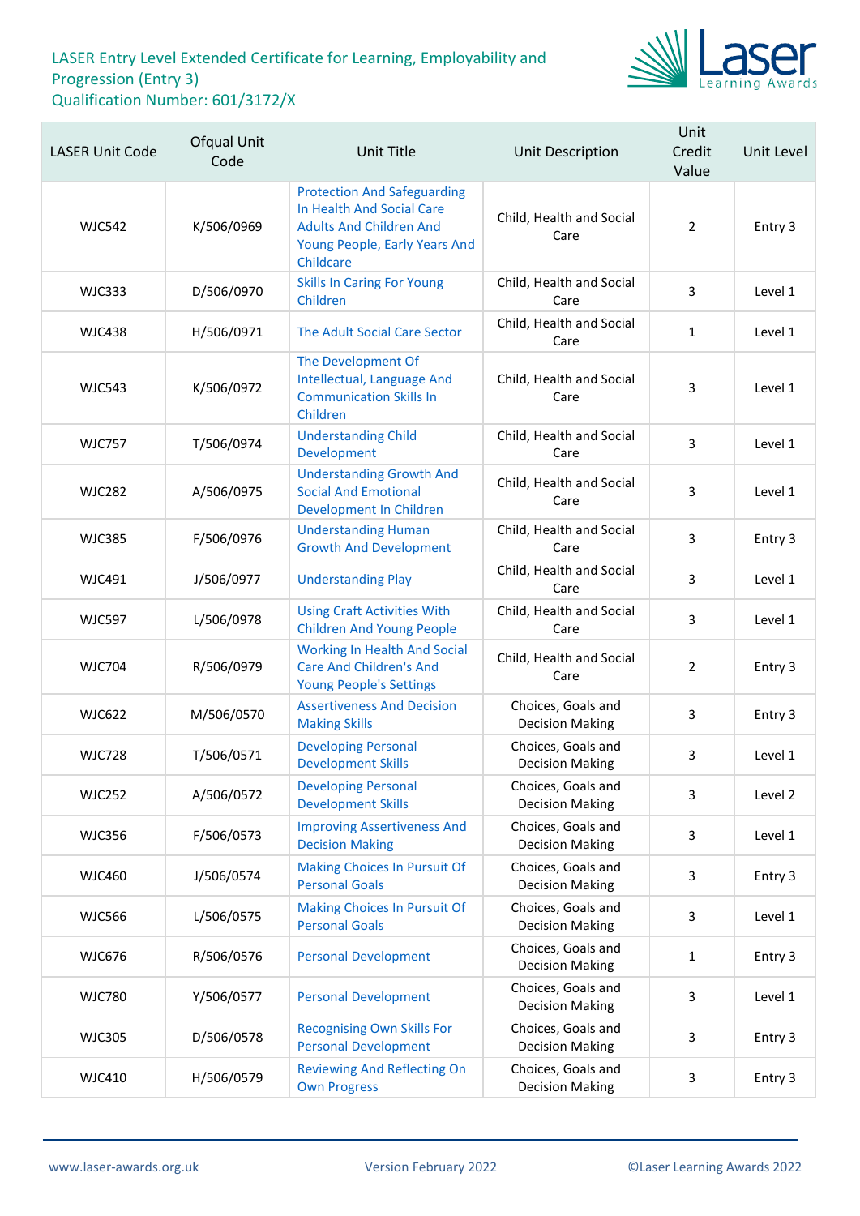| LASER Unit Code | Ofqual Unit Code | Unit Title | Unit Description | Unit Credit Value | Unit Level |
|---|---|---|---|---|---|
| WJC542 | K/506/0969 | Protection And Safeguarding In Health And Social Care Adults And Children And Young People, Early Years And Childcare | Child, Health and Social Care | 2 | Entry 3 |
| WJC333 | D/506/0970 | Skills In Caring For Young Children | Child, Health and Social Care | 3 | Level 1 |
| WJC438 | H/506/0971 | The Adult Social Care Sector | Child, Health and Social Care | 1 | Level 1 |
| WJC543 | K/506/0972 | The Development Of Intellectual, Language And Communication Skills In Children | Child, Health and Social Care | 3 | Level 1 |
| WJC757 | T/506/0974 | Understanding Child Development | Child, Health and Social Care | 3 | Level 1 |
| WJC282 | A/506/0975 | Understanding Growth And Social And Emotional Development In Children | Child, Health and Social Care | 3 | Level 1 |
| WJC385 | F/506/0976 | Understanding Human Growth And Development | Child, Health and Social Care | 3 | Entry 3 |
| WJC491 | J/506/0977 | Understanding Play | Child, Health and Social Care | 3 | Level 1 |
| WJC597 | L/506/0978 | Using Craft Activities With Children And Young People | Child, Health and Social Care | 3 | Level 1 |
| WJC704 | R/506/0979 | Working In Health And Social Care And Children's And Young People's Settings | Child, Health and Social Care | 2 | Entry 3 |
| WJC622 | M/506/0570 | Assertiveness And Decision Making Skills | Choices, Goals and Decision Making | 3 | Entry 3 |
| WJC728 | T/506/0571 | Developing Personal Development Skills | Choices, Goals and Decision Making | 3 | Level 1 |
| WJC252 | A/506/0572 | Developing Personal Development Skills | Choices, Goals and Decision Making | 3 | Level 2 |
| WJC356 | F/506/0573 | Improving Assertiveness And Decision Making | Choices, Goals and Decision Making | 3 | Level 1 |
| WJC460 | J/506/0574 | Making Choices In Pursuit Of Personal Goals | Choices, Goals and Decision Making | 3 | Entry 3 |
| WJC566 | L/506/0575 | Making Choices In Pursuit Of Personal Goals | Choices, Goals and Decision Making | 3 | Level 1 |
| WJC676 | R/506/0576 | Personal Development | Choices, Goals and Decision Making | 1 | Entry 3 |
| WJC780 | Y/506/0577 | Personal Development | Choices, Goals and Decision Making | 3 | Level 1 |
| WJC305 | D/506/0578 | Recognising Own Skills For Personal Development | Choices, Goals and Decision Making | 3 | Entry 3 |
| WJC410 | H/506/0579 | Reviewing And Reflecting On Own Progress | Choices, Goals and Decision Making | 3 | Entry 3 |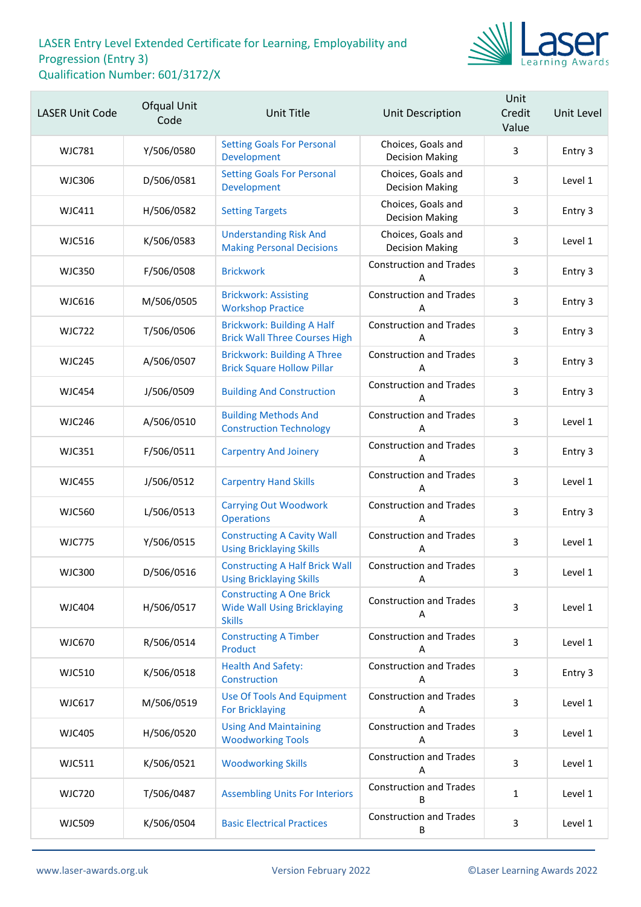# LASER Entry Level Extended Certificate for Learning, Employability and Progression (Entry 3)
Qualification Number: 601/3172/X

| LASER Unit Code | Ofqual Unit Code | Unit Title | Unit Description | Unit Credit Value | Unit Level |
|---|---|---|---|---|---|
| WJC781 | Y/506/0580 | Setting Goals For Personal Development | Choices, Goals and Decision Making | 3 | Entry 3 |
| WJC306 | D/506/0581 | Setting Goals For Personal Development | Choices, Goals and Decision Making | 3 | Level 1 |
| WJC411 | H/506/0582 | Setting Targets | Choices, Goals and Decision Making | 3 | Entry 3 |
| WJC516 | K/506/0583 | Understanding Risk And Making Personal Decisions | Choices, Goals and Decision Making | 3 | Level 1 |
| WJC350 | F/506/0508 | Brickwork | Construction and Trades A | 3 | Entry 3 |
| WJC616 | M/506/0505 | Brickwork: Assisting Workshop Practice | Construction and Trades A | 3 | Entry 3 |
| WJC722 | T/506/0506 | Brickwork: Building A Half Brick Wall Three Courses High | Construction and Trades A | 3 | Entry 3 |
| WJC245 | A/506/0507 | Brickwork: Building A Three Brick Square Hollow Pillar | Construction and Trades A | 3 | Entry 3 |
| WJC454 | J/506/0509 | Building And Construction | Construction and Trades A | 3 | Entry 3 |
| WJC246 | A/506/0510 | Building Methods And Construction Technology | Construction and Trades A | 3 | Level 1 |
| WJC351 | F/506/0511 | Carpentry And Joinery | Construction and Trades A | 3 | Entry 3 |
| WJC455 | J/506/0512 | Carpentry Hand Skills | Construction and Trades A | 3 | Level 1 |
| WJC560 | L/506/0513 | Carrying Out Woodwork Operations | Construction and Trades A | 3 | Entry 3 |
| WJC775 | Y/506/0515 | Constructing A Cavity Wall Using Bricklaying Skills | Construction and Trades A | 3 | Level 1 |
| WJC300 | D/506/0516 | Constructing A Half Brick Wall Using Bricklaying Skills | Construction and Trades A | 3 | Level 1 |
| WJC404 | H/506/0517 | Constructing A One Brick Wide Wall Using Bricklaying Skills | Construction and Trades A | 3 | Level 1 |
| WJC670 | R/506/0514 | Constructing A Timber Product | Construction and Trades A | 3 | Level 1 |
| WJC510 | K/506/0518 | Health And Safety: Construction | Construction and Trades A | 3 | Entry 3 |
| WJC617 | M/506/0519 | Use Of Tools And Equipment For Bricklaying | Construction and Trades A | 3 | Level 1 |
| WJC405 | H/506/0520 | Using And Maintaining Woodworking Tools | Construction and Trades A | 3 | Level 1 |
| WJC511 | K/506/0521 | Woodworking Skills | Construction and Trades A | 3 | Level 1 |
| WJC720 | T/506/0487 | Assembling Units For Interiors | Construction and Trades B | 1 | Level 1 |
| WJC509 | K/506/0504 | Basic Electrical Practices | Construction and Trades B | 3 | Level 1 |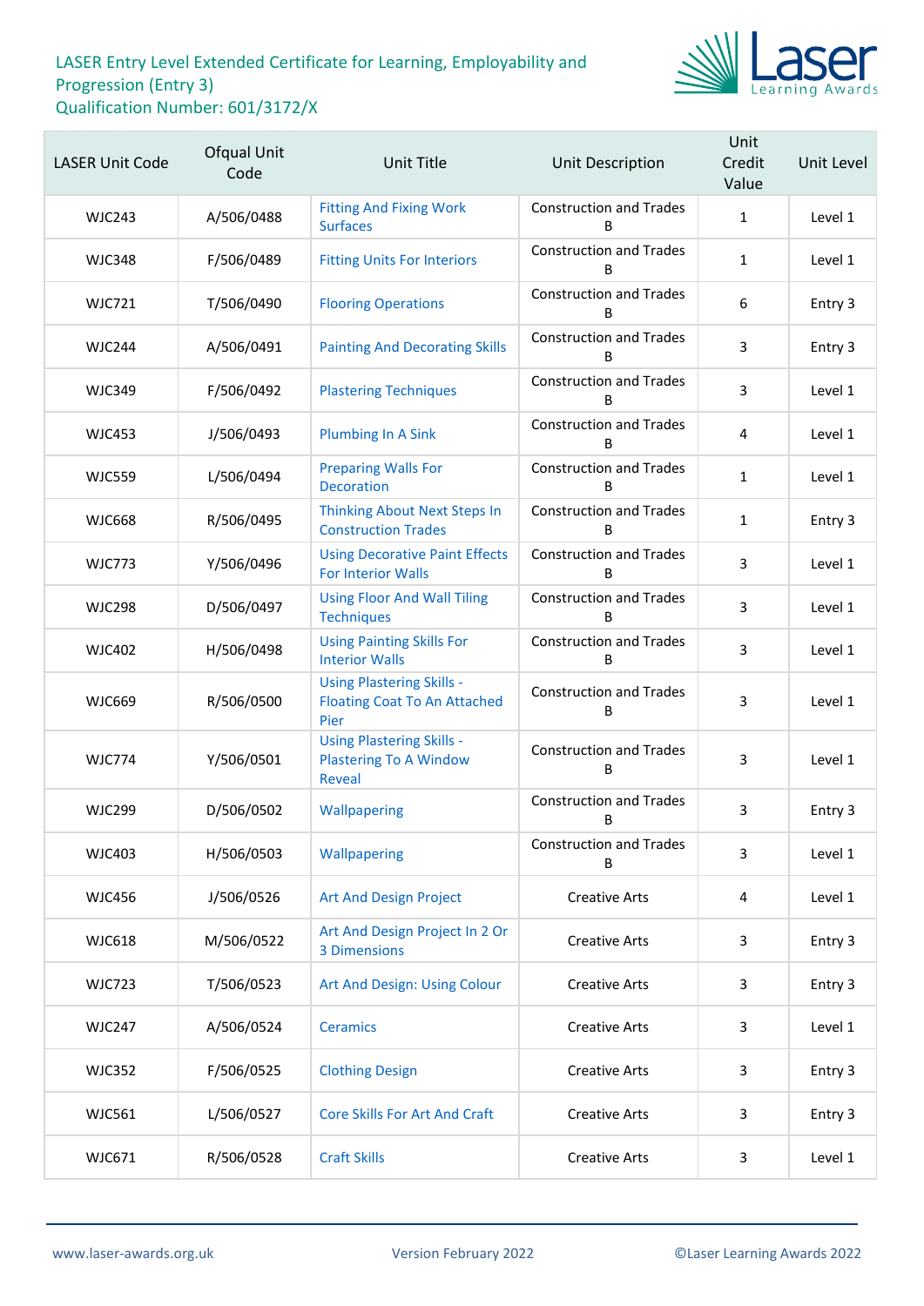LASER Entry Level Extended Certificate for Learning, Employability and Progression (Entry 3)
Qualification Number: 601/3172/X

| LASER Unit Code | Ofqual Unit Code | Unit Title | Unit Description | Unit Credit Value | Unit Level |
|---|---|---|---|---|---|
| WJC243 | A/506/0488 | Fitting And Fixing Work Surfaces | Construction and Trades B | 1 | Level 1 |
| WJC348 | F/506/0489 | Fitting Units For Interiors | Construction and Trades B | 1 | Level 1 |
| WJC721 | T/506/0490 | Flooring Operations | Construction and Trades B | 6 | Entry 3 |
| WJC244 | A/506/0491 | Painting And Decorating Skills | Construction and Trades B | 3 | Entry 3 |
| WJC349 | F/506/0492 | Plastering Techniques | Construction and Trades B | 3 | Level 1 |
| WJC453 | J/506/0493 | Plumbing In A Sink | Construction and Trades B | 4 | Level 1 |
| WJC559 | L/506/0494 | Preparing Walls For Decoration | Construction and Trades B | 1 | Level 1 |
| WJC668 | R/506/0495 | Thinking About Next Steps In Construction Trades | Construction and Trades B | 1 | Entry 3 |
| WJC773 | Y/506/0496 | Using Decorative Paint Effects For Interior Walls | Construction and Trades B | 3 | Level 1 |
| WJC298 | D/506/0497 | Using Floor And Wall Tiling Techniques | Construction and Trades B | 3 | Level 1 |
| WJC402 | H/506/0498 | Using Painting Skills For Interior Walls | Construction and Trades B | 3 | Level 1 |
| WJC669 | R/506/0500 | Using Plastering Skills - Floating Coat To An Attached Pier | Construction and Trades B | 3 | Level 1 |
| WJC774 | Y/506/0501 | Using Plastering Skills - Plastering To A Window Reveal | Construction and Trades B | 3 | Level 1 |
| WJC299 | D/506/0502 | Wallpapering | Construction and Trades B | 3 | Entry 3 |
| WJC403 | H/506/0503 | Wallpapering | Construction and Trades B | 3 | Level 1 |
| WJC456 | J/506/0526 | Art And Design Project | Creative Arts | 4 | Level 1 |
| WJC618 | M/506/0522 | Art And Design Project In 2 Or 3 Dimensions | Creative Arts | 3 | Entry 3 |
| WJC723 | T/506/0523 | Art And Design: Using Colour | Creative Arts | 3 | Entry 3 |
| WJC247 | A/506/0524 | Ceramics | Creative Arts | 3 | Level 1 |
| WJC352 | F/506/0525 | Clothing Design | Creative Arts | 3 | Entry 3 |
| WJC561 | L/506/0527 | Core Skills For Art And Craft | Creative Arts | 3 | Entry 3 |
| WJC671 | R/506/0528 | Craft Skills | Creative Arts | 3 | Level 1 |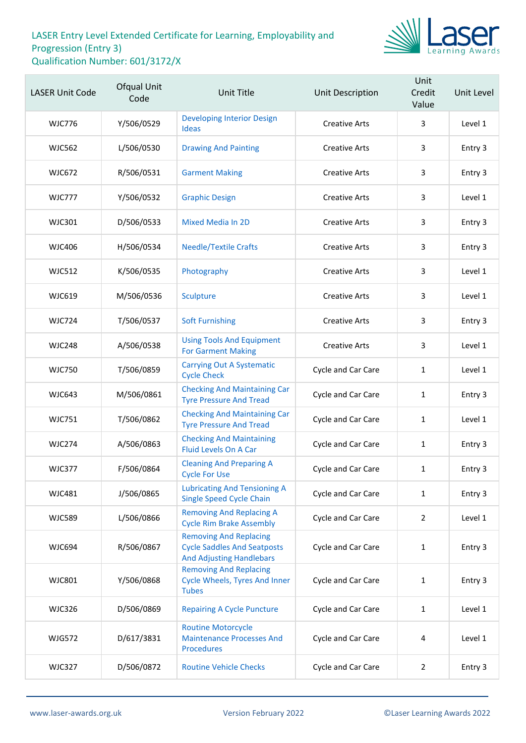LASER Entry Level Extended Certificate for Learning, Employability and Progression (Entry 3)
Qualification Number: 601/3172/X

| LASER Unit Code | Ofqual Unit Code | Unit Title | Unit Description | Unit Credit Value | Unit Level |
|---|---|---|---|---|---|
| WJC776 | Y/506/0529 | Developing Interior Design Ideas | Creative Arts | 3 | Level 1 |
| WJC562 | L/506/0530 | Drawing And Painting | Creative Arts | 3 | Entry 3 |
| WJC672 | R/506/0531 | Garment Making | Creative Arts | 3 | Entry 3 |
| WJC777 | Y/506/0532 | Graphic Design | Creative Arts | 3 | Level 1 |
| WJC301 | D/506/0533 | Mixed Media In 2D | Creative Arts | 3 | Entry 3 |
| WJC406 | H/506/0534 | Needle/Textile Crafts | Creative Arts | 3 | Entry 3 |
| WJC512 | K/506/0535 | Photography | Creative Arts | 3 | Level 1 |
| WJC619 | M/506/0536 | Sculpture | Creative Arts | 3 | Level 1 |
| WJC724 | T/506/0537 | Soft Furnishing | Creative Arts | 3 | Entry 3 |
| WJC248 | A/506/0538 | Using Tools And Equipment For Garment Making | Creative Arts | 3 | Level 1 |
| WJC750 | T/506/0859 | Carrying Out A Systematic Cycle Check | Cycle and Car Care | 1 | Level 1 |
| WJC643 | M/506/0861 | Checking And Maintaining Car Tyre Pressure And Tread | Cycle and Car Care | 1 | Entry 3 |
| WJC751 | T/506/0862 | Checking And Maintaining Car Tyre Pressure And Tread | Cycle and Car Care | 1 | Level 1 |
| WJC274 | A/506/0863 | Checking And Maintaining Fluid Levels On A Car | Cycle and Car Care | 1 | Entry 3 |
| WJC377 | F/506/0864 | Cleaning And Preparing A Cycle For Use | Cycle and Car Care | 1 | Entry 3 |
| WJC481 | J/506/0865 | Lubricating And Tensioning A Single Speed Cycle Chain | Cycle and Car Care | 1 | Entry 3 |
| WJC589 | L/506/0866 | Removing And Replacing A Cycle Rim Brake Assembly | Cycle and Car Care | 2 | Level 1 |
| WJC694 | R/506/0867 | Removing And Replacing Cycle Saddles And Seatposts And Adjusting Handlebars | Cycle and Car Care | 1 | Entry 3 |
| WJC801 | Y/506/0868 | Removing And Replacing Cycle Wheels, Tyres And Inner Tubes | Cycle and Car Care | 1 | Entry 3 |
| WJC326 | D/506/0869 | Repairing A Cycle Puncture | Cycle and Car Care | 1 | Level 1 |
| WJG572 | D/617/3831 | Routine Motorcycle Maintenance Processes And Procedures | Cycle and Car Care | 4 | Level 1 |
| WJC327 | D/506/0872 | Routine Vehicle Checks | Cycle and Car Care | 2 | Entry 3 |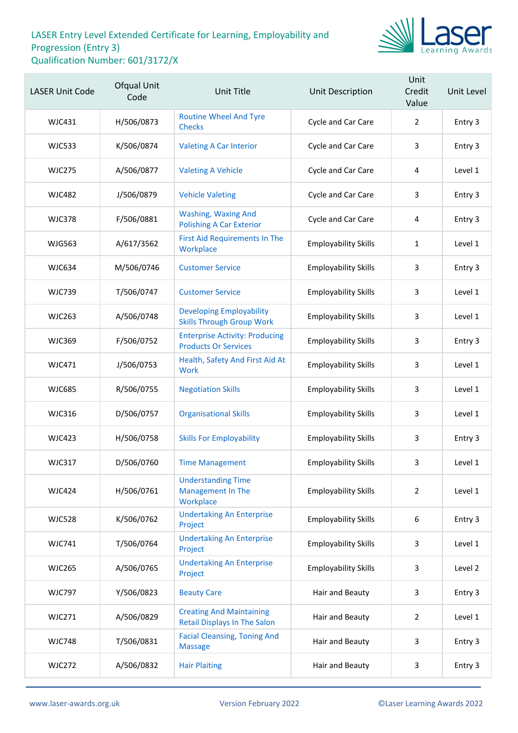# LASER Entry Level Extended Certificate for Learning, Employability and Progression (Entry 3)
Qualification Number: 601/3172/X

| LASER Unit Code | Ofqual Unit Code | Unit Title | Unit Description | Unit Credit Value | Unit Level |
|---|---|---|---|---|---|
| WJC431 | H/506/0873 | Routine Wheel And Tyre Checks | Cycle and Car Care | 2 | Entry 3 |
| WJC533 | K/506/0874 | Valeting A Car Interior | Cycle and Car Care | 3 | Entry 3 |
| WJC275 | A/506/0877 | Valeting A Vehicle | Cycle and Car Care | 4 | Level 1 |
| WJC482 | J/506/0879 | Vehicle Valeting | Cycle and Car Care | 3 | Entry 3 |
| WJC378 | F/506/0881 | Washing, Waxing And Polishing A Car Exterior | Cycle and Car Care | 4 | Entry 3 |
| WJG563 | A/617/3562 | First Aid Requirements In The Workplace | Employability Skills | 1 | Level 1 |
| WJC634 | M/506/0746 | Customer Service | Employability Skills | 3 | Entry 3 |
| WJC739 | T/506/0747 | Customer Service | Employability Skills | 3 | Level 1 |
| WJC263 | A/506/0748 | Developing Employability Skills Through Group Work | Employability Skills | 3 | Level 1 |
| WJC369 | F/506/0752 | Enterprise Activity: Producing Products Or Services | Employability Skills | 3 | Entry 3 |
| WJC471 | J/506/0753 | Health, Safety And First Aid At Work | Employability Skills | 3 | Level 1 |
| WJC685 | R/506/0755 | Negotiation Skills | Employability Skills | 3 | Level 1 |
| WJC316 | D/506/0757 | Organisational Skills | Employability Skills | 3 | Level 1 |
| WJC423 | H/506/0758 | Skills For Employability | Employability Skills | 3 | Entry 3 |
| WJC317 | D/506/0760 | Time Management | Employability Skills | 3 | Level 1 |
| WJC424 | H/506/0761 | Understanding Time Management In The Workplace | Employability Skills | 2 | Level 1 |
| WJC528 | K/506/0762 | Undertaking An Enterprise Project | Employability Skills | 6 | Entry 3 |
| WJC741 | T/506/0764 | Undertaking An Enterprise Project | Employability Skills | 3 | Level 1 |
| WJC265 | A/506/0765 | Undertaking An Enterprise Project | Employability Skills | 3 | Level 2 |
| WJC797 | Y/506/0823 | Beauty Care | Hair and Beauty | 3 | Entry 3 |
| WJC271 | A/506/0829 | Creating And Maintaining Retail Displays In The Salon | Hair and Beauty | 2 | Level 1 |
| WJC748 | T/506/0831 | Facial Cleansing, Toning And Massage | Hair and Beauty | 3 | Entry 3 |
| WJC272 | A/506/0832 | Hair Plaiting | Hair and Beauty | 3 | Entry 3 |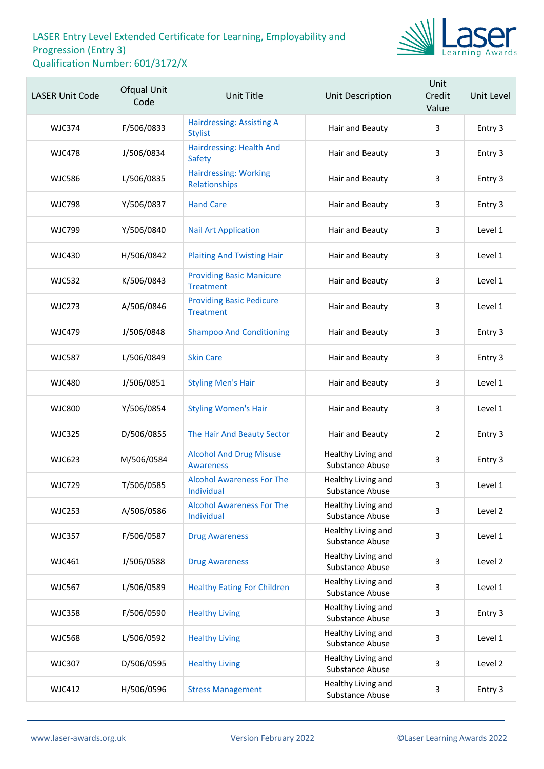# LASER Entry Level Extended Certificate for Learning, Employability and Progression (Entry 3)
Qualification Number: 601/3172/X

| LASER Unit Code | Ofqual Unit Code | Unit Title | Unit Description | Unit Credit Value | Unit Level |
|---|---|---|---|---|---|
| WJC374 | F/506/0833 | Hairdressing: Assisting A Stylist | Hair and Beauty | 3 | Entry 3 |
| WJC478 | J/506/0834 | Hairdressing: Health And Safety | Hair and Beauty | 3 | Entry 3 |
| WJC586 | L/506/0835 | Hairdressing: Working Relationships | Hair and Beauty | 3 | Entry 3 |
| WJC798 | Y/506/0837 | Hand Care | Hair and Beauty | 3 | Entry 3 |
| WJC799 | Y/506/0840 | Nail Art Application | Hair and Beauty | 3 | Level 1 |
| WJC430 | H/506/0842 | Plaiting And Twisting Hair | Hair and Beauty | 3 | Level 1 |
| WJC532 | K/506/0843 | Providing Basic Manicure Treatment | Hair and Beauty | 3 | Level 1 |
| WJC273 | A/506/0846 | Providing Basic Pedicure Treatment | Hair and Beauty | 3 | Level 1 |
| WJC479 | J/506/0848 | Shampoo And Conditioning | Hair and Beauty | 3 | Entry 3 |
| WJC587 | L/506/0849 | Skin Care | Hair and Beauty | 3 | Entry 3 |
| WJC480 | J/506/0851 | Styling Men's Hair | Hair and Beauty | 3 | Level 1 |
| WJC800 | Y/506/0854 | Styling Women's Hair | Hair and Beauty | 3 | Level 1 |
| WJC325 | D/506/0855 | The Hair And Beauty Sector | Hair and Beauty | 2 | Entry 3 |
| WJC623 | M/506/0584 | Alcohol And Drug Misuse Awareness | Healthy Living and Substance Abuse | 3 | Entry 3 |
| WJC729 | T/506/0585 | Alcohol Awareness For The Individual | Healthy Living and Substance Abuse | 3 | Level 1 |
| WJC253 | A/506/0586 | Alcohol Awareness For The Individual | Healthy Living and Substance Abuse | 3 | Level 2 |
| WJC357 | F/506/0587 | Drug Awareness | Healthy Living and Substance Abuse | 3 | Level 1 |
| WJC461 | J/506/0588 | Drug Awareness | Healthy Living and Substance Abuse | 3 | Level 2 |
| WJC567 | L/506/0589 | Healthy Eating For Children | Healthy Living and Substance Abuse | 3 | Level 1 |
| WJC358 | F/506/0590 | Healthy Living | Healthy Living and Substance Abuse | 3 | Entry 3 |
| WJC568 | L/506/0592 | Healthy Living | Healthy Living and Substance Abuse | 3 | Level 1 |
| WJC307 | D/506/0595 | Healthy Living | Healthy Living and Substance Abuse | 3 | Level 2 |
| WJC412 | H/506/0596 | Stress Management | Healthy Living and Substance Abuse | 3 | Entry 3 |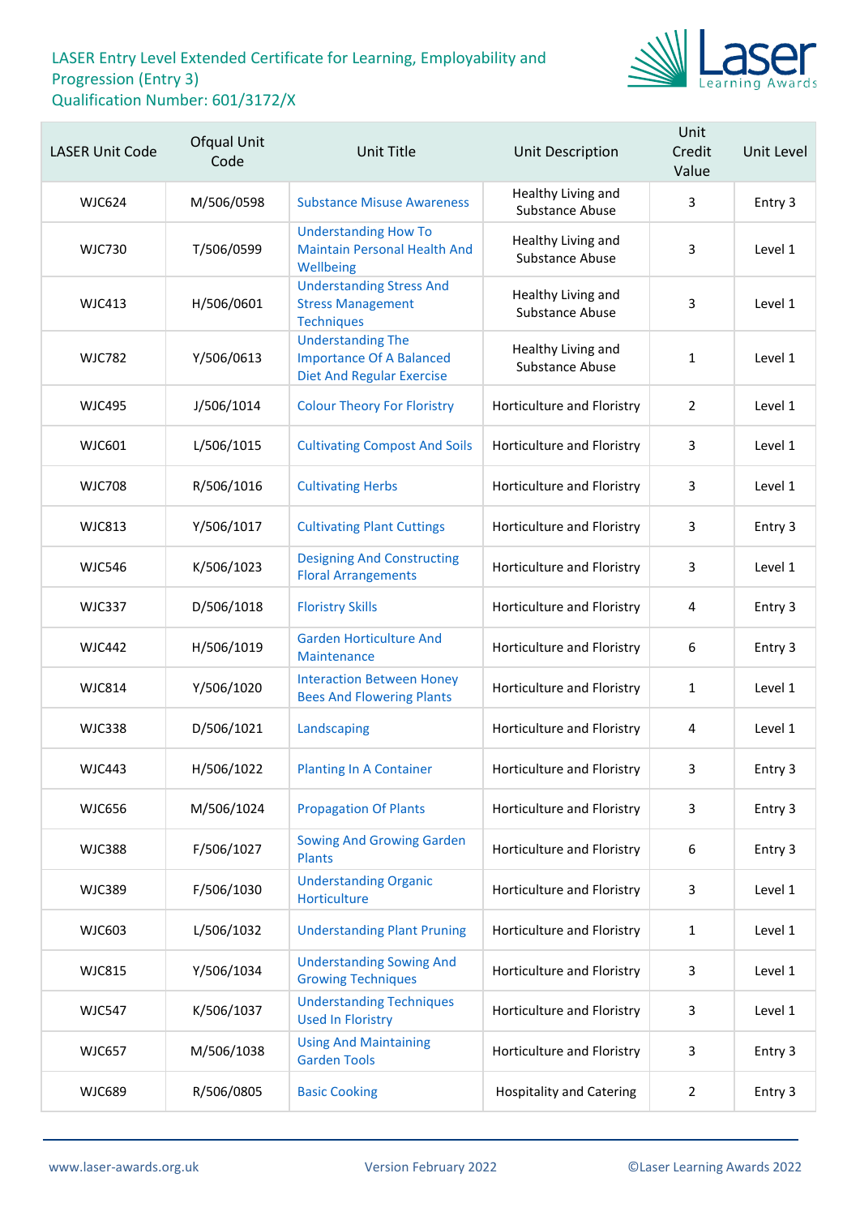# LASER Entry Level Extended Certificate for Learning, Employability and Progression (Entry 3)

## Qualification Number: 601/3172/X

| LASER Unit Code | Ofqual Unit Code | Unit Title | Unit Description | Unit Credit Value | Unit Level |
|---|---|---|---|---|---|
| WJC624 | M/506/0598 | Substance Misuse Awareness | Healthy Living and Substance Abuse | 3 | Entry 3 |
| WJC730 | T/506/0599 | Understanding How To Maintain Personal Health And Wellbeing | Healthy Living and Substance Abuse | 3 | Level 1 |
| WJC413 | H/506/0601 | Understanding Stress And Stress Management Techniques | Healthy Living and Substance Abuse | 3 | Level 1 |
| WJC782 | Y/506/0613 | Understanding The Importance Of A Balanced Diet And Regular Exercise | Healthy Living and Substance Abuse | 1 | Level 1 |
| WJC495 | J/506/1014 | Colour Theory For Floristry | Horticulture and Floristry | 2 | Level 1 |
| WJC601 | L/506/1015 | Cultivating Compost And Soils | Horticulture and Floristry | 3 | Level 1 |
| WJC708 | R/506/1016 | Cultivating Herbs | Horticulture and Floristry | 3 | Level 1 |
| WJC813 | Y/506/1017 | Cultivating Plant Cuttings | Horticulture and Floristry | 3 | Entry 3 |
| WJC546 | K/506/1023 | Designing And Constructing Floral Arrangements | Horticulture and Floristry | 3 | Level 1 |
| WJC337 | D/506/1018 | Floristry Skills | Horticulture and Floristry | 4 | Entry 3 |
| WJC442 | H/506/1019 | Garden Horticulture And Maintenance | Horticulture and Floristry | 6 | Entry 3 |
| WJC814 | Y/506/1020 | Interaction Between Honey Bees And Flowering Plants | Horticulture and Floristry | 1 | Level 1 |
| WJC338 | D/506/1021 | Landscaping | Horticulture and Floristry | 4 | Level 1 |
| WJC443 | H/506/1022 | Planting In A Container | Horticulture and Floristry | 3 | Entry 3 |
| WJC656 | M/506/1024 | Propagation Of Plants | Horticulture and Floristry | 3 | Entry 3 |
| WJC388 | F/506/1027 | Sowing And Growing Garden Plants | Horticulture and Floristry | 6 | Entry 3 |
| WJC389 | F/506/1030 | Understanding Organic Horticulture | Horticulture and Floristry | 3 | Level 1 |
| WJC603 | L/506/1032 | Understanding Plant Pruning | Horticulture and Floristry | 1 | Level 1 |
| WJC815 | Y/506/1034 | Understanding Sowing And Growing Techniques | Horticulture and Floristry | 3 | Level 1 |
| WJC547 | K/506/1037 | Understanding Techniques Used In Floristry | Horticulture and Floristry | 3 | Level 1 |
| WJC657 | M/506/1038 | Using And Maintaining Garden Tools | Horticulture and Floristry | 3 | Entry 3 |
| WJC689 | R/506/0805 | Basic Cooking | Hospitality and Catering | 2 | Entry 3 |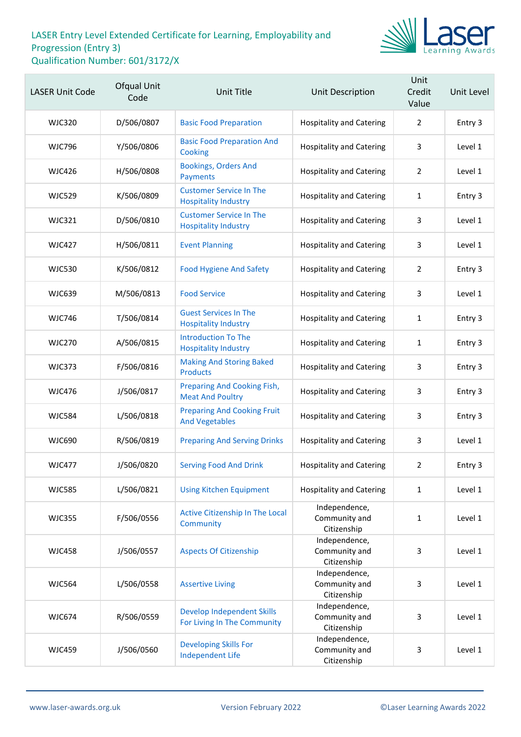LASER Entry Level Extended Certificate for Learning, Employability and Progression (Entry 3)
Qualification Number: 601/3172/X

| LASER Unit Code | Ofqual Unit Code | Unit Title | Unit Description | Unit Credit Value | Unit Level |
|---|---|---|---|---|---|
| WJC320 | D/506/0807 | Basic Food Preparation | Hospitality and Catering | 2 | Entry 3 |
| WJC796 | Y/506/0806 | Basic Food Preparation And Cooking | Hospitality and Catering | 3 | Level 1 |
| WJC426 | H/506/0808 | Bookings, Orders And Payments | Hospitality and Catering | 2 | Level 1 |
| WJC529 | K/506/0809 | Customer Service In The Hospitality Industry | Hospitality and Catering | 1 | Entry 3 |
| WJC321 | D/506/0810 | Customer Service In The Hospitality Industry | Hospitality and Catering | 3 | Level 1 |
| WJC427 | H/506/0811 | Event Planning | Hospitality and Catering | 3 | Level 1 |
| WJC530 | K/506/0812 | Food Hygiene And Safety | Hospitality and Catering | 2 | Entry 3 |
| WJC639 | M/506/0813 | Food Service | Hospitality and Catering | 3 | Level 1 |
| WJC746 | T/506/0814 | Guest Services In The Hospitality Industry | Hospitality and Catering | 1 | Entry 3 |
| WJC270 | A/506/0815 | Introduction To The Hospitality Industry | Hospitality and Catering | 1 | Entry 3 |
| WJC373 | F/506/0816 | Making And Storing Baked Products | Hospitality and Catering | 3 | Entry 3 |
| WJC476 | J/506/0817 | Preparing And Cooking Fish, Meat And Poultry | Hospitality and Catering | 3 | Entry 3 |
| WJC584 | L/506/0818 | Preparing And Cooking Fruit And Vegetables | Hospitality and Catering | 3 | Entry 3 |
| WJC690 | R/506/0819 | Preparing And Serving Drinks | Hospitality and Catering | 3 | Level 1 |
| WJC477 | J/506/0820 | Serving Food And Drink | Hospitality and Catering | 2 | Entry 3 |
| WJC585 | L/506/0821 | Using Kitchen Equipment | Hospitality and Catering | 1 | Level 1 |
| WJC355 | F/506/0556 | Active Citizenship In The Local Community | Independence, Community and Citizenship | 1 | Level 1 |
| WJC458 | J/506/0557 | Aspects Of Citizenship | Independence, Community and Citizenship | 3 | Level 1 |
| WJC564 | L/506/0558 | Assertive Living | Independence, Community and Citizenship | 3 | Level 1 |
| WJC674 | R/506/0559 | Develop Independent Skills For Living In The Community | Independence, Community and Citizenship | 3 | Level 1 |
| WJC459 | J/506/0560 | Developing Skills For Independent Life | Independence, Community and Citizenship | 3 | Level 1 |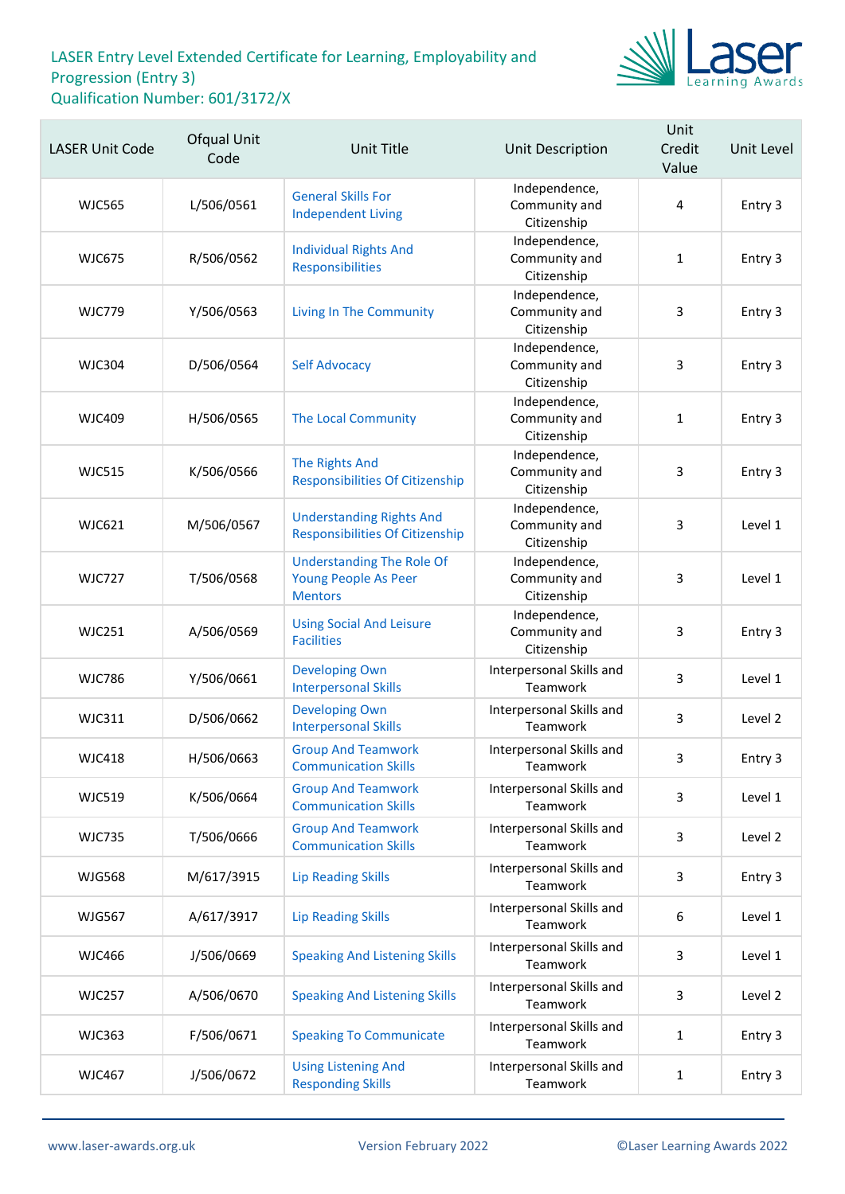LASER Entry Level Extended Certificate for Learning, Employability and Progression (Entry 3)
Qualification Number: 601/3172/X

| LASER Unit Code | Ofqual Unit Code | Unit Title | Unit Description | Unit Credit Value | Unit Level |
|---|---|---|---|---|---|
| WJC565 | L/506/0561 | General Skills For Independent Living | Independence, Community and Citizenship | 4 | Entry 3 |
| WJC675 | R/506/0562 | Individual Rights And Responsibilities | Independence, Community and Citizenship | 1 | Entry 3 |
| WJC779 | Y/506/0563 | Living In The Community | Independence, Community and Citizenship | 3 | Entry 3 |
| WJC304 | D/506/0564 | Self Advocacy | Independence, Community and Citizenship | 3 | Entry 3 |
| WJC409 | H/506/0565 | The Local Community | Independence, Community and Citizenship | 1 | Entry 3 |
| WJC515 | K/506/0566 | The Rights And Responsibilities Of Citizenship | Independence, Community and Citizenship | 3 | Entry 3 |
| WJC621 | M/506/0567 | Understanding Rights And Responsibilities Of Citizenship | Independence, Community and Citizenship | 3 | Level 1 |
| WJC727 | T/506/0568 | Understanding The Role Of Young People As Peer Mentors | Independence, Community and Citizenship | 3 | Level 1 |
| WJC251 | A/506/0569 | Using Social And Leisure Facilities | Independence, Community and Citizenship | 3 | Entry 3 |
| WJC786 | Y/506/0661 | Developing Own Interpersonal Skills | Interpersonal Skills and Teamwork | 3 | Level 1 |
| WJC311 | D/506/0662 | Developing Own Interpersonal Skills | Interpersonal Skills and Teamwork | 3 | Level 2 |
| WJC418 | H/506/0663 | Group And Teamwork Communication Skills | Interpersonal Skills and Teamwork | 3 | Entry 3 |
| WJC519 | K/506/0664 | Group And Teamwork Communication Skills | Interpersonal Skills and Teamwork | 3 | Level 1 |
| WJC735 | T/506/0666 | Group And Teamwork Communication Skills | Interpersonal Skills and Teamwork | 3 | Level 2 |
| WJG568 | M/617/3915 | Lip Reading Skills | Interpersonal Skills and Teamwork | 3 | Entry 3 |
| WJG567 | A/617/3917 | Lip Reading Skills | Interpersonal Skills and Teamwork | 6 | Level 1 |
| WJC466 | J/506/0669 | Speaking And Listening Skills | Interpersonal Skills and Teamwork | 3 | Level 1 |
| WJC257 | A/506/0670 | Speaking And Listening Skills | Interpersonal Skills and Teamwork | 3 | Level 2 |
| WJC363 | F/506/0671 | Speaking To Communicate | Interpersonal Skills and Teamwork | 1 | Entry 3 |
| WJC467 | J/506/0672 | Using Listening And Responding Skills | Interpersonal Skills and Teamwork | 1 | Entry 3 |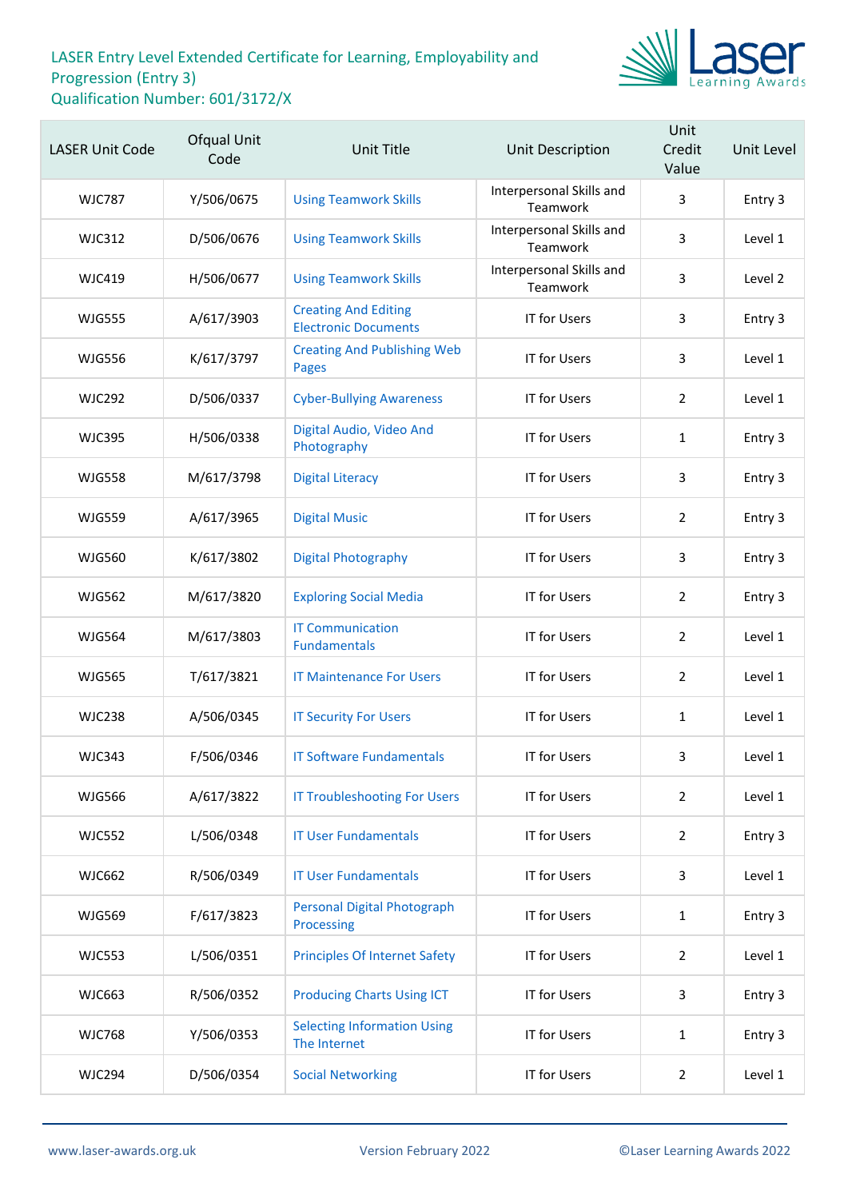LASER Entry Level Extended Certificate for Learning, Employability and Progression (Entry 3)
Qualification Number: 601/3172/X

| LASER Unit Code | Ofqual Unit Code | Unit Title | Unit Description | Unit Credit Value | Unit Level |
|---|---|---|---|---|---|
| WJC787 | Y/506/0675 | Using Teamwork Skills | Interpersonal Skills and Teamwork | 3 | Entry 3 |
| WJC312 | D/506/0676 | Using Teamwork Skills | Interpersonal Skills and Teamwork | 3 | Level 1 |
| WJC419 | H/506/0677 | Using Teamwork Skills | Interpersonal Skills and Teamwork | 3 | Level 2 |
| WJG555 | A/617/3903 | Creating And Editing Electronic Documents | IT for Users | 3 | Entry 3 |
| WJG556 | K/617/3797 | Creating And Publishing Web Pages | IT for Users | 3 | Level 1 |
| WJC292 | D/506/0337 | Cyber-Bullying Awareness | IT for Users | 2 | Level 1 |
| WJC395 | H/506/0338 | Digital Audio, Video And Photography | IT for Users | 1 | Entry 3 |
| WJG558 | M/617/3798 | Digital Literacy | IT for Users | 3 | Entry 3 |
| WJG559 | A/617/3965 | Digital Music | IT for Users | 2 | Entry 3 |
| WJG560 | K/617/3802 | Digital Photography | IT for Users | 3 | Entry 3 |
| WJG562 | M/617/3820 | Exploring Social Media | IT for Users | 2 | Entry 3 |
| WJG564 | M/617/3803 | IT Communication Fundamentals | IT for Users | 2 | Level 1 |
| WJG565 | T/617/3821 | IT Maintenance For Users | IT for Users | 2 | Level 1 |
| WJC238 | A/506/0345 | IT Security For Users | IT for Users | 1 | Level 1 |
| WJC343 | F/506/0346 | IT Software Fundamentals | IT for Users | 3 | Level 1 |
| WJG566 | A/617/3822 | IT Troubleshooting For Users | IT for Users | 2 | Level 1 |
| WJC552 | L/506/0348 | IT User Fundamentals | IT for Users | 2 | Entry 3 |
| WJC662 | R/506/0349 | IT User Fundamentals | IT for Users | 3 | Level 1 |
| WJG569 | F/617/3823 | Personal Digital Photograph Processing | IT for Users | 1 | Entry 3 |
| WJC553 | L/506/0351 | Principles Of Internet Safety | IT for Users | 2 | Level 1 |
| WJC663 | R/506/0352 | Producing Charts Using ICT | IT for Users | 3 | Entry 3 |
| WJC768 | Y/506/0353 | Selecting Information Using The Internet | IT for Users | 1 | Entry 3 |
| WJC294 | D/506/0354 | Social Networking | IT for Users | 2 | Level 1 |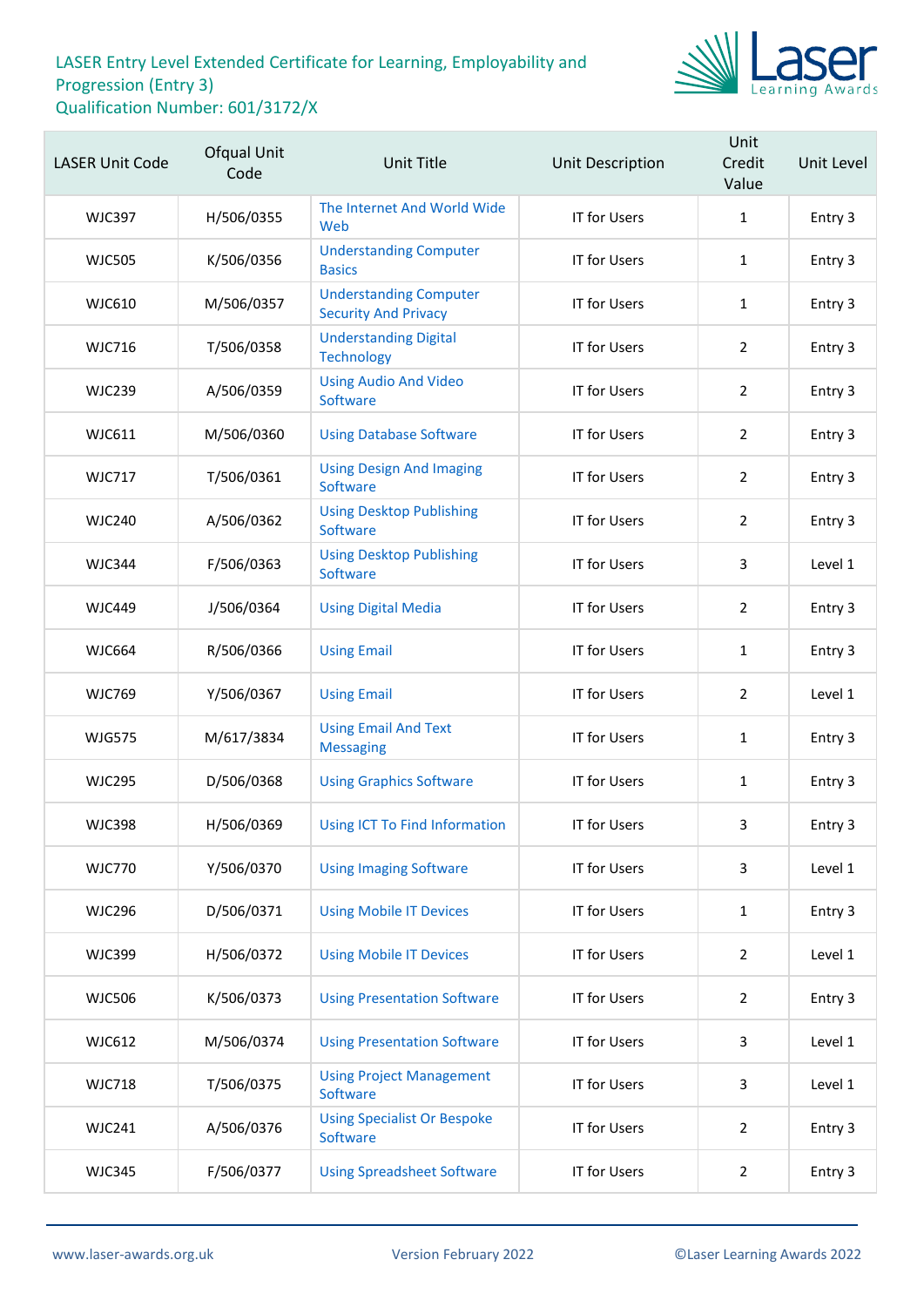# LASER Entry Level Extended Certificate for Learning, Employability and Progression (Entry 3)

Qualification Number: 601/3172/X

| LASER Unit Code | Ofqual Unit Code | Unit Title | Unit Description | Unit Credit Value | Unit Level |
|---|---|---|---|---|---|
| WJC397 | H/506/0355 | The Internet And World Wide Web | IT for Users | 1 | Entry 3 |
| WJC505 | K/506/0356 | Understanding Computer Basics | IT for Users | 1 | Entry 3 |
| WJC610 | M/506/0357 | Understanding Computer Security And Privacy | IT for Users | 1 | Entry 3 |
| WJC716 | T/506/0358 | Understanding Digital Technology | IT for Users | 2 | Entry 3 |
| WJC239 | A/506/0359 | Using Audio And Video Software | IT for Users | 2 | Entry 3 |
| WJC611 | M/506/0360 | Using Database Software | IT for Users | 2 | Entry 3 |
| WJC717 | T/506/0361 | Using Design And Imaging Software | IT for Users | 2 | Entry 3 |
| WJC240 | A/506/0362 | Using Desktop Publishing Software | IT for Users | 2 | Entry 3 |
| WJC344 | F/506/0363 | Using Desktop Publishing Software | IT for Users | 3 | Level 1 |
| WJC449 | J/506/0364 | Using Digital Media | IT for Users | 2 | Entry 3 |
| WJC664 | R/506/0366 | Using Email | IT for Users | 1 | Entry 3 |
| WJC769 | Y/506/0367 | Using Email | IT for Users | 2 | Level 1 |
| WJG575 | M/617/3834 | Using Email And Text Messaging | IT for Users | 1 | Entry 3 |
| WJC295 | D/506/0368 | Using Graphics Software | IT for Users | 1 | Entry 3 |
| WJC398 | H/506/0369 | Using ICT To Find Information | IT for Users | 3 | Entry 3 |
| WJC770 | Y/506/0370 | Using Imaging Software | IT for Users | 3 | Level 1 |
| WJC296 | D/506/0371 | Using Mobile IT Devices | IT for Users | 1 | Entry 3 |
| WJC399 | H/506/0372 | Using Mobile IT Devices | IT for Users | 2 | Level 1 |
| WJC506 | K/506/0373 | Using Presentation Software | IT for Users | 2 | Entry 3 |
| WJC612 | M/506/0374 | Using Presentation Software | IT for Users | 3 | Level 1 |
| WJC718 | T/506/0375 | Using Project Management Software | IT for Users | 3 | Level 1 |
| WJC241 | A/506/0376 | Using Specialist Or Bespoke Software | IT for Users | 2 | Entry 3 |
| WJC345 | F/506/0377 | Using Spreadsheet Software | IT for Users | 2 | Entry 3 |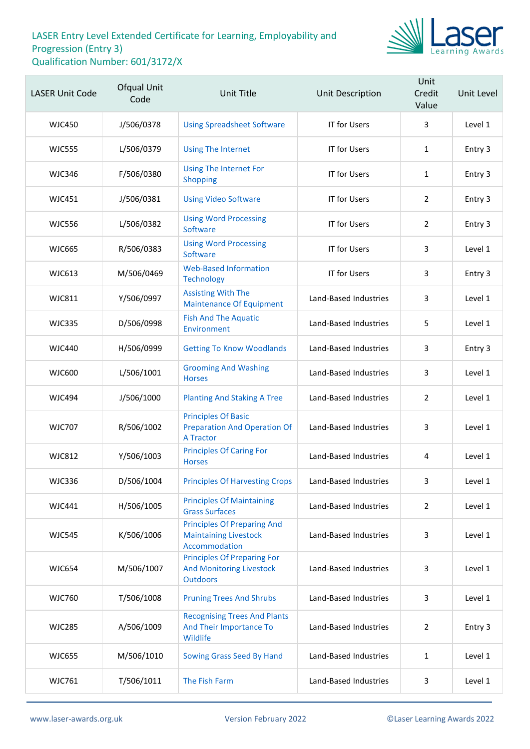LASER Entry Level Extended Certificate for Learning, Employability and Progression (Entry 3)
Qualification Number: 601/3172/X

| LASER Unit Code | Ofqual Unit Code | Unit Title | Unit Description | Unit Credit Value | Unit Level |
|---|---|---|---|---|---|
| WJC450 | J/506/0378 | Using Spreadsheet Software | IT for Users | 3 | Level 1 |
| WJC555 | L/506/0379 | Using The Internet | IT for Users | 1 | Entry 3 |
| WJC346 | F/506/0380 | Using The Internet For Shopping | IT for Users | 1 | Entry 3 |
| WJC451 | J/506/0381 | Using Video Software | IT for Users | 2 | Entry 3 |
| WJC556 | L/506/0382 | Using Word Processing Software | IT for Users | 2 | Entry 3 |
| WJC665 | R/506/0383 | Using Word Processing Software | IT for Users | 3 | Level 1 |
| WJC613 | M/506/0469 | Web-Based Information Technology | IT for Users | 3 | Entry 3 |
| WJC811 | Y/506/0997 | Assisting With The Maintenance Of Equipment | Land-Based Industries | 3 | Level 1 |
| WJC335 | D/506/0998 | Fish And The Aquatic Environment | Land-Based Industries | 5 | Level 1 |
| WJC440 | H/506/0999 | Getting To Know Woodlands | Land-Based Industries | 3 | Entry 3 |
| WJC600 | L/506/1001 | Grooming And Washing Horses | Land-Based Industries | 3 | Level 1 |
| WJC494 | J/506/1000 | Planting And Staking A Tree | Land-Based Industries | 2 | Level 1 |
| WJC707 | R/506/1002 | Principles Of Basic Preparation And Operation Of A Tractor | Land-Based Industries | 3 | Level 1 |
| WJC812 | Y/506/1003 | Principles Of Caring For Horses | Land-Based Industries | 4 | Level 1 |
| WJC336 | D/506/1004 | Principles Of Harvesting Crops | Land-Based Industries | 3 | Level 1 |
| WJC441 | H/506/1005 | Principles Of Maintaining Grass Surfaces | Land-Based Industries | 2 | Level 1 |
| WJC545 | K/506/1006 | Principles Of Preparing And Maintaining Livestock Accommodation | Land-Based Industries | 3 | Level 1 |
| WJC654 | M/506/1007 | Principles Of Preparing For And Monitoring Livestock Outdoors | Land-Based Industries | 3 | Level 1 |
| WJC760 | T/506/1008 | Pruning Trees And Shrubs | Land-Based Industries | 3 | Level 1 |
| WJC285 | A/506/1009 | Recognising Trees And Plants And Their Importance To Wildlife | Land-Based Industries | 2 | Entry 3 |
| WJC655 | M/506/1010 | Sowing Grass Seed By Hand | Land-Based Industries | 1 | Level 1 |
| WJC761 | T/506/1011 | The Fish Farm | Land-Based Industries | 3 | Level 1 |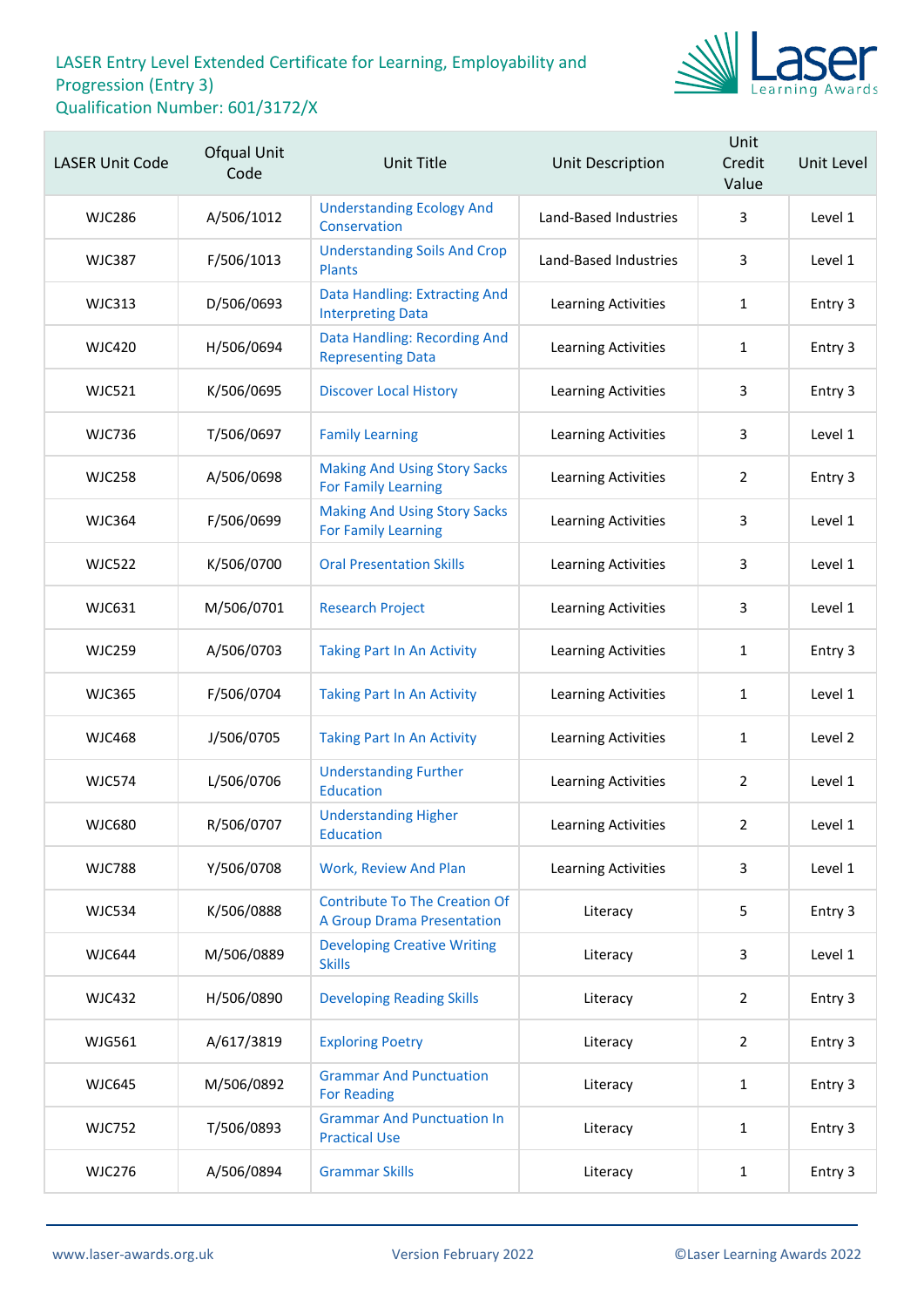LASER Entry Level Extended Certificate for Learning, Employability and Progression (Entry 3)
Qualification Number: 601/3172/X

| LASER Unit Code | Ofqual Unit Code | Unit Title | Unit Description | Unit Credit Value | Unit Level |
|---|---|---|---|---|---|
| WJC286 | A/506/1012 | Understanding Ecology And Conservation | Land-Based Industries | 3 | Level 1 |
| WJC387 | F/506/1013 | Understanding Soils And Crop Plants | Land-Based Industries | 3 | Level 1 |
| WJC313 | D/506/0693 | Data Handling: Extracting And Interpreting Data | Learning Activities | 1 | Entry 3 |
| WJC420 | H/506/0694 | Data Handling: Recording And Representing Data | Learning Activities | 1 | Entry 3 |
| WJC521 | K/506/0695 | Discover Local History | Learning Activities | 3 | Entry 3 |
| WJC736 | T/506/0697 | Family Learning | Learning Activities | 3 | Level 1 |
| WJC258 | A/506/0698 | Making And Using Story Sacks For Family Learning | Learning Activities | 2 | Entry 3 |
| WJC364 | F/506/0699 | Making And Using Story Sacks For Family Learning | Learning Activities | 3 | Level 1 |
| WJC522 | K/506/0700 | Oral Presentation Skills | Learning Activities | 3 | Level 1 |
| WJC631 | M/506/0701 | Research Project | Learning Activities | 3 | Level 1 |
| WJC259 | A/506/0703 | Taking Part In An Activity | Learning Activities | 1 | Entry 3 |
| WJC365 | F/506/0704 | Taking Part In An Activity | Learning Activities | 1 | Level 1 |
| WJC468 | J/506/0705 | Taking Part In An Activity | Learning Activities | 1 | Level 2 |
| WJC574 | L/506/0706 | Understanding Further Education | Learning Activities | 2 | Level 1 |
| WJC680 | R/506/0707 | Understanding Higher Education | Learning Activities | 2 | Level 1 |
| WJC788 | Y/506/0708 | Work, Review And Plan | Learning Activities | 3 | Level 1 |
| WJC534 | K/506/0888 | Contribute To The Creation Of A Group Drama Presentation | Literacy | 5 | Entry 3 |
| WJC644 | M/506/0889 | Developing Creative Writing Skills | Literacy | 3 | Level 1 |
| WJC432 | H/506/0890 | Developing Reading Skills | Literacy | 2 | Entry 3 |
| WJG561 | A/617/3819 | Exploring Poetry | Literacy | 2 | Entry 3 |
| WJC645 | M/506/0892 | Grammar And Punctuation For Reading | Literacy | 1 | Entry 3 |
| WJC752 | T/506/0893 | Grammar And Punctuation In Practical Use | Literacy | 1 | Entry 3 |
| WJC276 | A/506/0894 | Grammar Skills | Literacy | 1 | Entry 3 |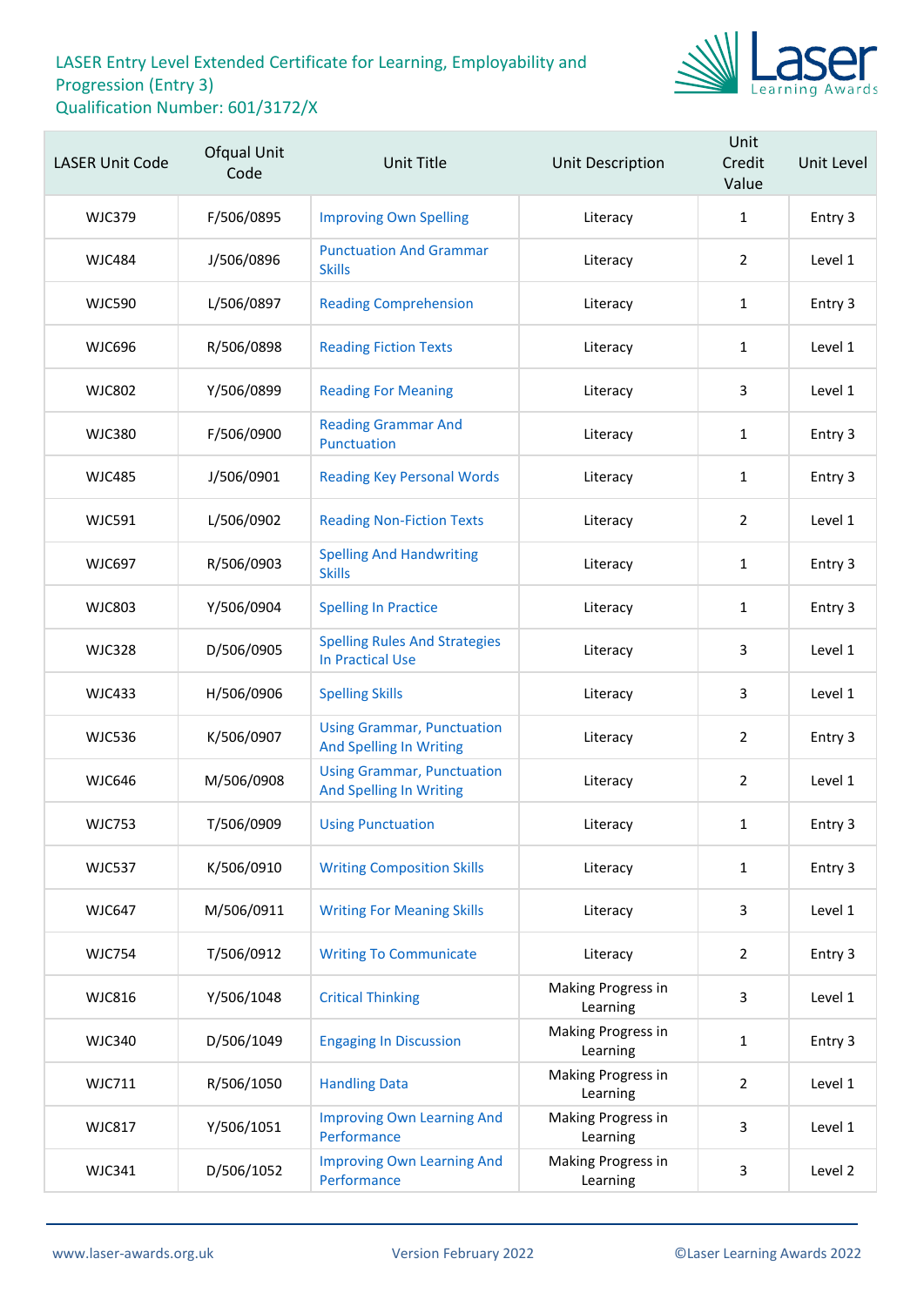# LASER Entry Level Extended Certificate for Learning, Employability and Progression (Entry 3)

Qualification Number: 601/3172/X

| LASER Unit Code | Ofqual Unit Code | Unit Title | Unit Description | Unit Credit Value | Unit Level |
|---|---|---|---|---|---|
| WJC379 | F/506/0895 | Improving Own Spelling | Literacy | 1 | Entry 3 |
| WJC484 | J/506/0896 | Punctuation And Grammar Skills | Literacy | 2 | Level 1 |
| WJC590 | L/506/0897 | Reading Comprehension | Literacy | 1 | Entry 3 |
| WJC696 | R/506/0898 | Reading Fiction Texts | Literacy | 1 | Level 1 |
| WJC802 | Y/506/0899 | Reading For Meaning | Literacy | 3 | Level 1 |
| WJC380 | F/506/0900 | Reading Grammar And Punctuation | Literacy | 1 | Entry 3 |
| WJC485 | J/506/0901 | Reading Key Personal Words | Literacy | 1 | Entry 3 |
| WJC591 | L/506/0902 | Reading Non-Fiction Texts | Literacy | 2 | Level 1 |
| WJC697 | R/506/0903 | Spelling And Handwriting Skills | Literacy | 1 | Entry 3 |
| WJC803 | Y/506/0904 | Spelling In Practice | Literacy | 1 | Entry 3 |
| WJC328 | D/506/0905 | Spelling Rules And Strategies In Practical Use | Literacy | 3 | Level 1 |
| WJC433 | H/506/0906 | Spelling Skills | Literacy | 3 | Level 1 |
| WJC536 | K/506/0907 | Using Grammar, Punctuation And Spelling In Writing | Literacy | 2 | Entry 3 |
| WJC646 | M/506/0908 | Using Grammar, Punctuation And Spelling In Writing | Literacy | 2 | Level 1 |
| WJC753 | T/506/0909 | Using Punctuation | Literacy | 1 | Entry 3 |
| WJC537 | K/506/0910 | Writing Composition Skills | Literacy | 1 | Entry 3 |
| WJC647 | M/506/0911 | Writing For Meaning Skills | Literacy | 3 | Level 1 |
| WJC754 | T/506/0912 | Writing To Communicate | Literacy | 2 | Entry 3 |
| WJC816 | Y/506/1048 | Critical Thinking | Making Progress in Learning | 3 | Level 1 |
| WJC340 | D/506/1049 | Engaging In Discussion | Making Progress in Learning | 1 | Entry 3 |
| WJC711 | R/506/1050 | Handling Data | Making Progress in Learning | 2 | Level 1 |
| WJC817 | Y/506/1051 | Improving Own Learning And Performance | Making Progress in Learning | 3 | Level 1 |
| WJC341 | D/506/1052 | Improving Own Learning And Performance | Making Progress in Learning | 3 | Level 2 |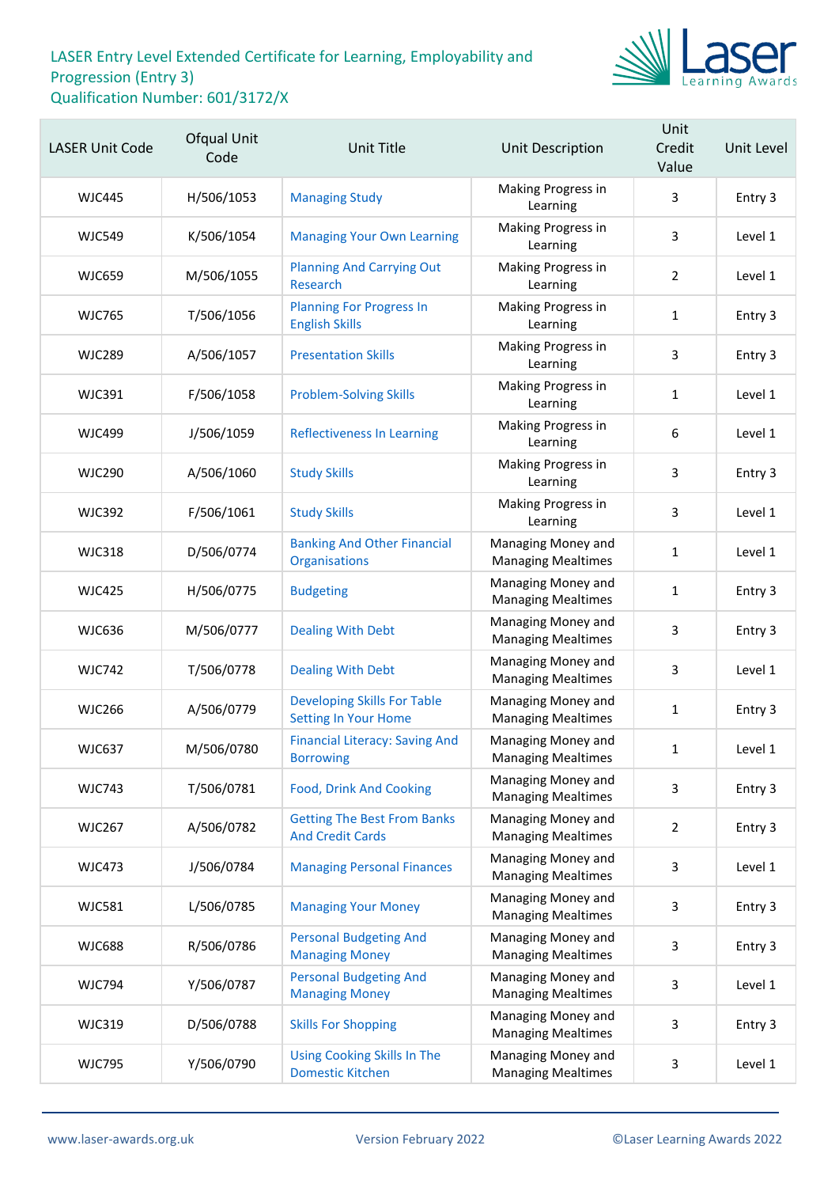# LASER Entry Level Extended Certificate for Learning, Employability and Progression (Entry 3)

Qualification Number: 601/3172/X

| LASER Unit Code | Ofqual Unit Code | Unit Title | Unit Description | Unit Credit Value | Unit Level |
|---|---|---|---|---|---|
| WJC445 | H/506/1053 | Managing Study | Making Progress in Learning | 3 | Entry 3 |
| WJC549 | K/506/1054 | Managing Your Own Learning | Making Progress in Learning | 3 | Level 1 |
| WJC659 | M/506/1055 | Planning And Carrying Out Research | Making Progress in Learning | 2 | Level 1 |
| WJC765 | T/506/1056 | Planning For Progress In English Skills | Making Progress in Learning | 1 | Entry 3 |
| WJC289 | A/506/1057 | Presentation Skills | Making Progress in Learning | 3 | Entry 3 |
| WJC391 | F/506/1058 | Problem-Solving Skills | Making Progress in Learning | 1 | Level 1 |
| WJC499 | J/506/1059 | Reflectiveness In Learning | Making Progress in Learning | 6 | Level 1 |
| WJC290 | A/506/1060 | Study Skills | Making Progress in Learning | 3 | Entry 3 |
| WJC392 | F/506/1061 | Study Skills | Making Progress in Learning | 3 | Level 1 |
| WJC318 | D/506/0774 | Banking And Other Financial Organisations | Managing Money and Managing Mealtimes | 1 | Level 1 |
| WJC425 | H/506/0775 | Budgeting | Managing Money and Managing Mealtimes | 1 | Entry 3 |
| WJC636 | M/506/0777 | Dealing With Debt | Managing Money and Managing Mealtimes | 3 | Entry 3 |
| WJC742 | T/506/0778 | Dealing With Debt | Managing Money and Managing Mealtimes | 3 | Level 1 |
| WJC266 | A/506/0779 | Developing Skills For Table Setting In Your Home | Managing Money and Managing Mealtimes | 1 | Entry 3 |
| WJC637 | M/506/0780 | Financial Literacy: Saving And Borrowing | Managing Money and Managing Mealtimes | 1 | Level 1 |
| WJC743 | T/506/0781 | Food, Drink And Cooking | Managing Money and Managing Mealtimes | 3 | Entry 3 |
| WJC267 | A/506/0782 | Getting The Best From Banks And Credit Cards | Managing Money and Managing Mealtimes | 2 | Entry 3 |
| WJC473 | J/506/0784 | Managing Personal Finances | Managing Money and Managing Mealtimes | 3 | Level 1 |
| WJC581 | L/506/0785 | Managing Your Money | Managing Money and Managing Mealtimes | 3 | Entry 3 |
| WJC688 | R/506/0786 | Personal Budgeting And Managing Money | Managing Money and Managing Mealtimes | 3 | Entry 3 |
| WJC794 | Y/506/0787 | Personal Budgeting And Managing Money | Managing Money and Managing Mealtimes | 3 | Level 1 |
| WJC319 | D/506/0788 | Skills For Shopping | Managing Money and Managing Mealtimes | 3 | Entry 3 |
| WJC795 | Y/506/0790 | Using Cooking Skills In The Domestic Kitchen | Managing Money and Managing Mealtimes | 3 | Level 1 |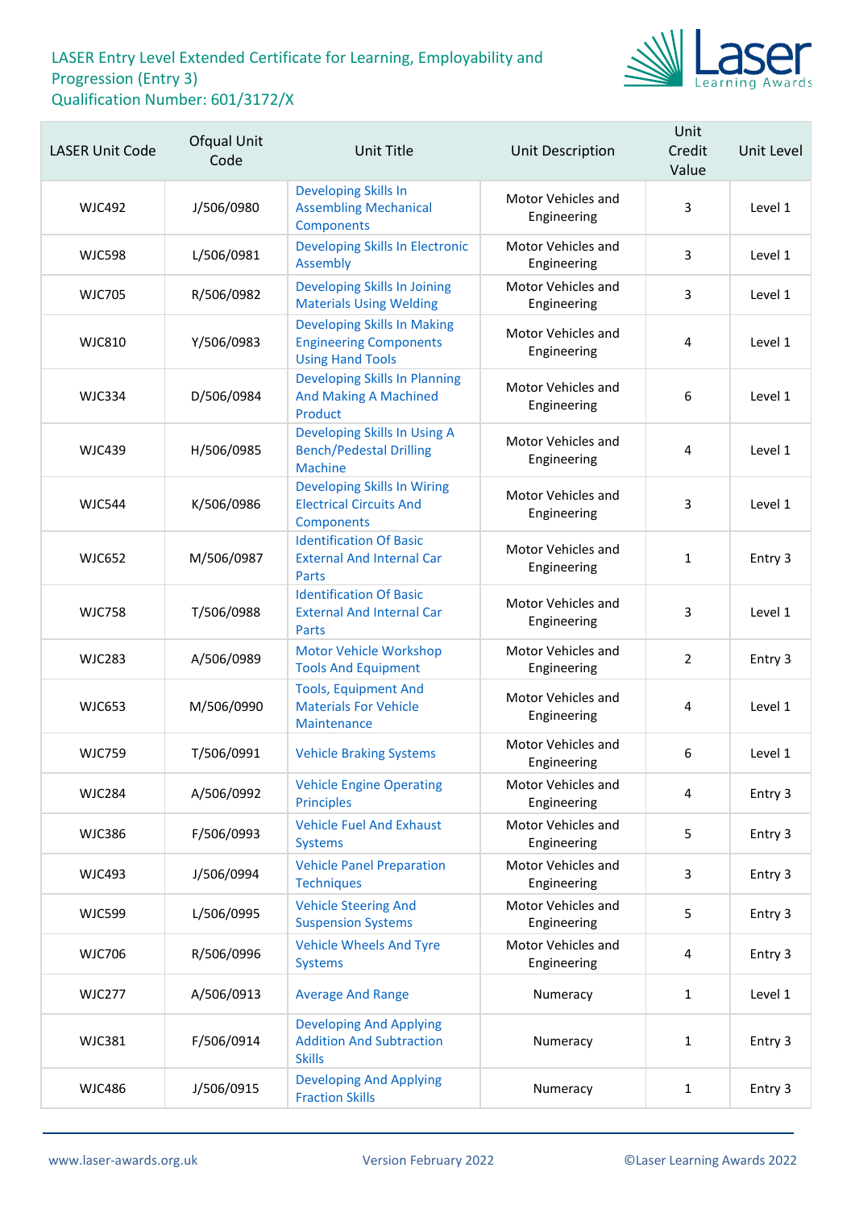LASER Entry Level Extended Certificate for Learning, Employability and Progression (Entry 3)
Qualification Number: 601/3172/X

| LASER Unit Code | Ofqual Unit Code | Unit Title | Unit Description | Unit Credit Value | Unit Level |
|---|---|---|---|---|---|
| WJC492 | J/506/0980 | Developing Skills In Assembling Mechanical Components | Motor Vehicles and Engineering | 3 | Level 1 |
| WJC598 | L/506/0981 | Developing Skills In Electronic Assembly | Motor Vehicles and Engineering | 3 | Level 1 |
| WJC705 | R/506/0982 | Developing Skills In Joining Materials Using Welding | Motor Vehicles and Engineering | 3 | Level 1 |
| WJC810 | Y/506/0983 | Developing Skills In Making Engineering Components Using Hand Tools | Motor Vehicles and Engineering | 4 | Level 1 |
| WJC334 | D/506/0984 | Developing Skills In Planning And Making A Machined Product | Motor Vehicles and Engineering | 6 | Level 1 |
| WJC439 | H/506/0985 | Developing Skills In Using A Bench/Pedestal Drilling Machine | Motor Vehicles and Engineering | 4 | Level 1 |
| WJC544 | K/506/0986 | Developing Skills In Wiring Electrical Circuits And Components | Motor Vehicles and Engineering | 3 | Level 1 |
| WJC652 | M/506/0987 | Identification Of Basic External And Internal Car Parts | Motor Vehicles and Engineering | 1 | Entry 3 |
| WJC758 | T/506/0988 | Identification Of Basic External And Internal Car Parts | Motor Vehicles and Engineering | 3 | Level 1 |
| WJC283 | A/506/0989 | Motor Vehicle Workshop Tools And Equipment | Motor Vehicles and Engineering | 2 | Entry 3 |
| WJC653 | M/506/0990 | Tools, Equipment And Materials For Vehicle Maintenance | Motor Vehicles and Engineering | 4 | Level 1 |
| WJC759 | T/506/0991 | Vehicle Braking Systems | Motor Vehicles and Engineering | 6 | Level 1 |
| WJC284 | A/506/0992 | Vehicle Engine Operating Principles | Motor Vehicles and Engineering | 4 | Entry 3 |
| WJC386 | F/506/0993 | Vehicle Fuel And Exhaust Systems | Motor Vehicles and Engineering | 5 | Entry 3 |
| WJC493 | J/506/0994 | Vehicle Panel Preparation Techniques | Motor Vehicles and Engineering | 3 | Entry 3 |
| WJC599 | L/506/0995 | Vehicle Steering And Suspension Systems | Motor Vehicles and Engineering | 5 | Entry 3 |
| WJC706 | R/506/0996 | Vehicle Wheels And Tyre Systems | Motor Vehicles and Engineering | 4 | Entry 3 |
| WJC277 | A/506/0913 | Average And Range | Numeracy | 1 | Level 1 |
| WJC381 | F/506/0914 | Developing And Applying Addition And Subtraction Skills | Numeracy | 1 | Entry 3 |
| WJC486 | J/506/0915 | Developing And Applying Fraction Skills | Numeracy | 1 | Entry 3 |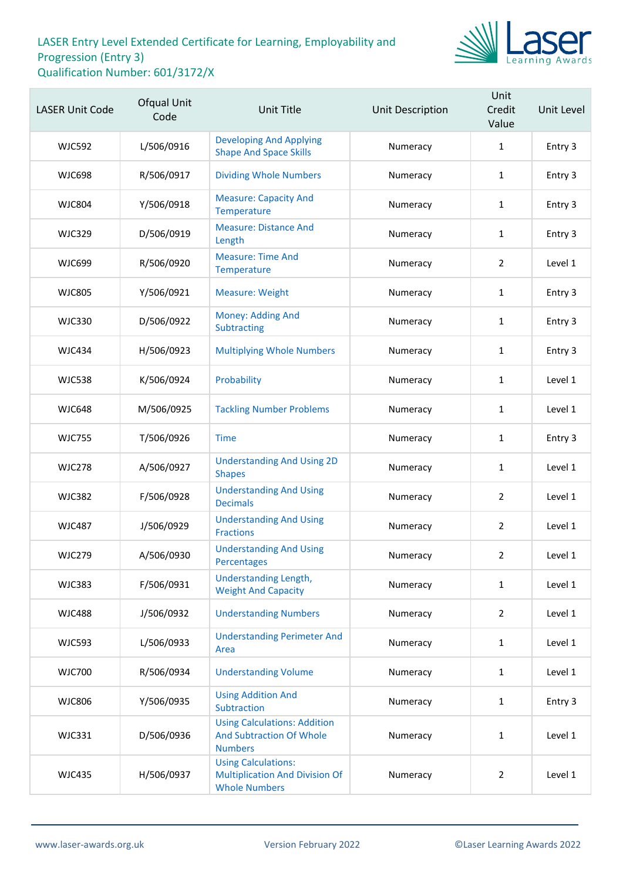LASER Entry Level Extended Certificate for Learning, Employability and Progression (Entry 3)
Qualification Number: 601/3172/X

| LASER Unit Code | Ofqual Unit Code | Unit Title | Unit Description | Unit Credit Value | Unit Level |
|---|---|---|---|---|---|
| WJC592 | L/506/0916 | Developing And Applying Shape And Space Skills | Numeracy | 1 | Entry 3 |
| WJC698 | R/506/0917 | Dividing Whole Numbers | Numeracy | 1 | Entry 3 |
| WJC804 | Y/506/0918 | Measure: Capacity And Temperature | Numeracy | 1 | Entry 3 |
| WJC329 | D/506/0919 | Measure: Distance And Length | Numeracy | 1 | Entry 3 |
| WJC699 | R/506/0920 | Measure: Time And Temperature | Numeracy | 2 | Level 1 |
| WJC805 | Y/506/0921 | Measure: Weight | Numeracy | 1 | Entry 3 |
| WJC330 | D/506/0922 | Money: Adding And Subtracting | Numeracy | 1 | Entry 3 |
| WJC434 | H/506/0923 | Multiplying Whole Numbers | Numeracy | 1 | Entry 3 |
| WJC538 | K/506/0924 | Probability | Numeracy | 1 | Level 1 |
| WJC648 | M/506/0925 | Tackling Number Problems | Numeracy | 1 | Level 1 |
| WJC755 | T/506/0926 | Time | Numeracy | 1 | Entry 3 |
| WJC278 | A/506/0927 | Understanding And Using 2D Shapes | Numeracy | 1 | Level 1 |
| WJC382 | F/506/0928 | Understanding And Using Decimals | Numeracy | 2 | Level 1 |
| WJC487 | J/506/0929 | Understanding And Using Fractions | Numeracy | 2 | Level 1 |
| WJC279 | A/506/0930 | Understanding And Using Percentages | Numeracy | 2 | Level 1 |
| WJC383 | F/506/0931 | Understanding Length, Weight And Capacity | Numeracy | 1 | Level 1 |
| WJC488 | J/506/0932 | Understanding Numbers | Numeracy | 2 | Level 1 |
| WJC593 | L/506/0933 | Understanding Perimeter And Area | Numeracy | 1 | Level 1 |
| WJC700 | R/506/0934 | Understanding Volume | Numeracy | 1 | Level 1 |
| WJC806 | Y/506/0935 | Using Addition And Subtraction | Numeracy | 1 | Entry 3 |
| WJC331 | D/506/0936 | Using Calculations: Addition And Subtraction Of Whole Numbers | Numeracy | 1 | Level 1 |
| WJC435 | H/506/0937 | Using Calculations: Multiplication And Division Of Whole Numbers | Numeracy | 2 | Level 1 |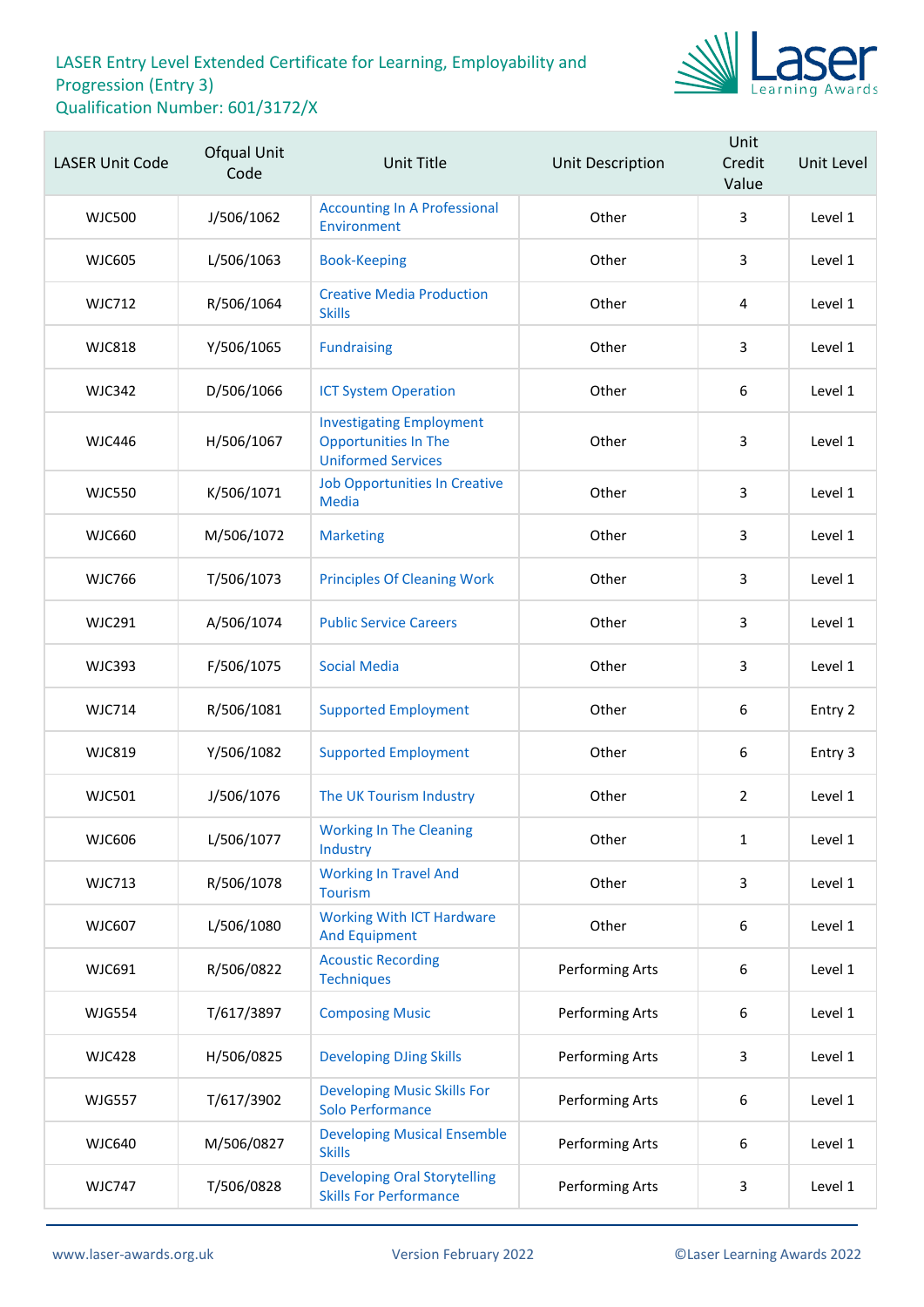# LASER Entry Level Extended Certificate for Learning, Employability and Progression (Entry 3)
Qualification Number: 601/3172/X

| LASER Unit Code | Ofqual Unit Code | Unit Title | Unit Description | Unit Credit Value | Unit Level |
|---|---|---|---|---|---|
| WJC500 | J/506/1062 | Accounting In A Professional Environment | Other | 3 | Level 1 |
| WJC605 | L/506/1063 | Book-Keeping | Other | 3 | Level 1 |
| WJC712 | R/506/1064 | Creative Media Production Skills | Other | 4 | Level 1 |
| WJC818 | Y/506/1065 | Fundraising | Other | 3 | Level 1 |
| WJC342 | D/506/1066 | ICT System Operation | Other | 6 | Level 1 |
| WJC446 | H/506/1067 | Investigating Employment Opportunities In The Uniformed Services | Other | 3 | Level 1 |
| WJC550 | K/506/1071 | Job Opportunities In Creative Media | Other | 3 | Level 1 |
| WJC660 | M/506/1072 | Marketing | Other | 3 | Level 1 |
| WJC766 | T/506/1073 | Principles Of Cleaning Work | Other | 3 | Level 1 |
| WJC291 | A/506/1074 | Public Service Careers | Other | 3 | Level 1 |
| WJC393 | F/506/1075 | Social Media | Other | 3 | Level 1 |
| WJC714 | R/506/1081 | Supported Employment | Other | 6 | Entry 2 |
| WJC819 | Y/506/1082 | Supported Employment | Other | 6 | Entry 3 |
| WJC501 | J/506/1076 | The UK Tourism Industry | Other | 2 | Level 1 |
| WJC606 | L/506/1077 | Working In The Cleaning Industry | Other | 1 | Level 1 |
| WJC713 | R/506/1078 | Working In Travel And Tourism | Other | 3 | Level 1 |
| WJC607 | L/506/1080 | Working With ICT Hardware And Equipment | Other | 6 | Level 1 |
| WJC691 | R/506/0822 | Acoustic Recording Techniques | Performing Arts | 6 | Level 1 |
| WJG554 | T/617/3897 | Composing Music | Performing Arts | 6 | Level 1 |
| WJC428 | H/506/0825 | Developing DJing Skills | Performing Arts | 3 | Level 1 |
| WJG557 | T/617/3902 | Developing Music Skills For Solo Performance | Performing Arts | 6 | Level 1 |
| WJC640 | M/506/0827 | Developing Musical Ensemble Skills | Performing Arts | 6 | Level 1 |
| WJC747 | T/506/0828 | Developing Oral Storytelling Skills For Performance | Performing Arts | 3 | Level 1 |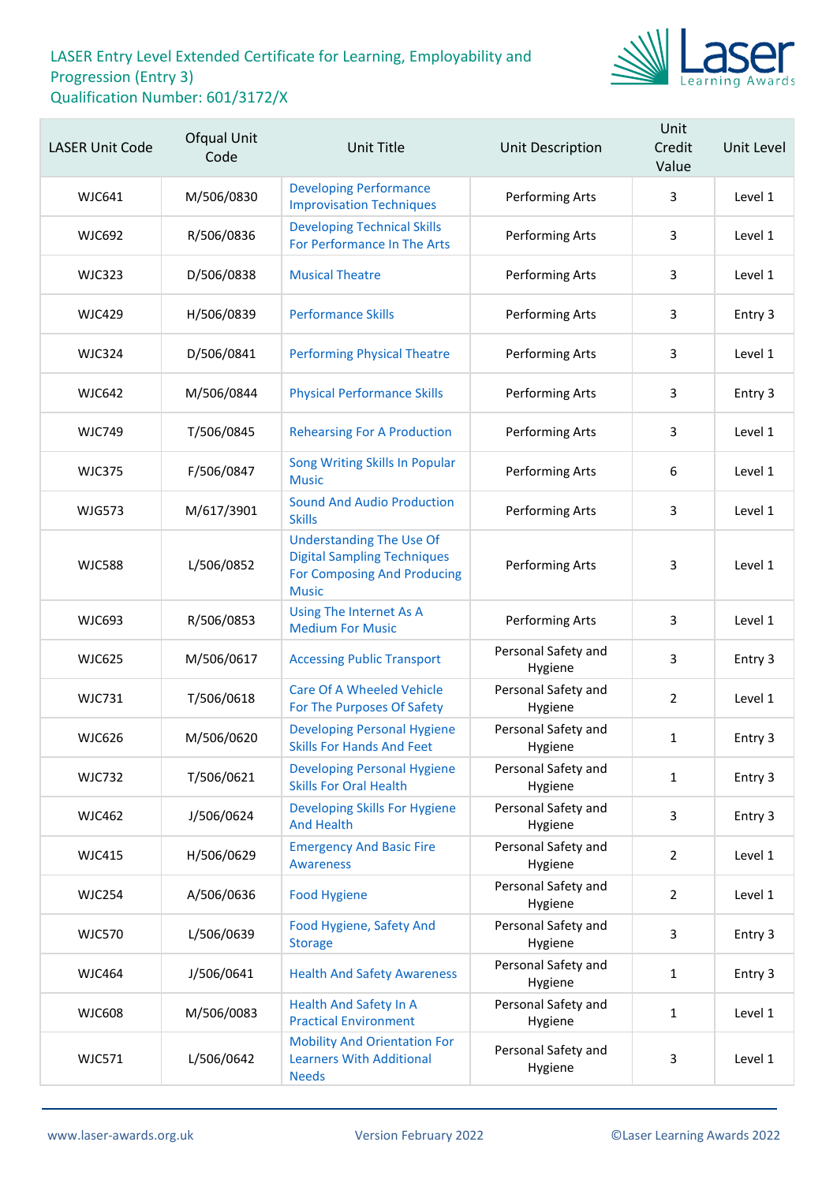LASER Entry Level Extended Certificate for Learning, Employability and Progression (Entry 3)
Qualification Number: 601/3172/X

| LASER Unit Code | Ofqual Unit Code | Unit Title | Unit Description | Unit Credit Value | Unit Level |
|---|---|---|---|---|---|
| WJC641 | M/506/0830 | Developing Performance Improvisation Techniques | Performing Arts | 3 | Level 1 |
| WJC692 | R/506/0836 | Developing Technical Skills For Performance In The Arts | Performing Arts | 3 | Level 1 |
| WJC323 | D/506/0838 | Musical Theatre | Performing Arts | 3 | Level 1 |
| WJC429 | H/506/0839 | Performance Skills | Performing Arts | 3 | Entry 3 |
| WJC324 | D/506/0841 | Performing Physical Theatre | Performing Arts | 3 | Level 1 |
| WJC642 | M/506/0844 | Physical Performance Skills | Performing Arts | 3 | Entry 3 |
| WJC749 | T/506/0845 | Rehearsing For A Production | Performing Arts | 3 | Level 1 |
| WJC375 | F/506/0847 | Song Writing Skills In Popular Music | Performing Arts | 6 | Level 1 |
| WJG573 | M/617/3901 | Sound And Audio Production Skills | Performing Arts | 3 | Level 1 |
| WJC588 | L/506/0852 | Understanding The Use Of Digital Sampling Techniques For Composing And Producing Music | Performing Arts | 3 | Level 1 |
| WJC693 | R/506/0853 | Using The Internet As A Medium For Music | Performing Arts | 3 | Level 1 |
| WJC625 | M/506/0617 | Accessing Public Transport | Personal Safety and Hygiene | 3 | Entry 3 |
| WJC731 | T/506/0618 | Care Of A Wheeled Vehicle For The Purposes Of Safety | Personal Safety and Hygiene | 2 | Level 1 |
| WJC626 | M/506/0620 | Developing Personal Hygiene Skills For Hands And Feet | Personal Safety and Hygiene | 1 | Entry 3 |
| WJC732 | T/506/0621 | Developing Personal Hygiene Skills For Oral Health | Personal Safety and Hygiene | 1 | Entry 3 |
| WJC462 | J/506/0624 | Developing Skills For Hygiene And Health | Personal Safety and Hygiene | 3 | Entry 3 |
| WJC415 | H/506/0629 | Emergency And Basic Fire Awareness | Personal Safety and Hygiene | 2 | Level 1 |
| WJC254 | A/506/0636 | Food Hygiene | Personal Safety and Hygiene | 2 | Level 1 |
| WJC570 | L/506/0639 | Food Hygiene, Safety And Storage | Personal Safety and Hygiene | 3 | Entry 3 |
| WJC464 | J/506/0641 | Health And Safety Awareness | Personal Safety and Hygiene | 1 | Entry 3 |
| WJC608 | M/506/0083 | Health And Safety In A Practical Environment | Personal Safety and Hygiene | 1 | Level 1 |
| WJC571 | L/506/0642 | Mobility And Orientation For Learners With Additional Needs | Personal Safety and Hygiene | 3 | Level 1 |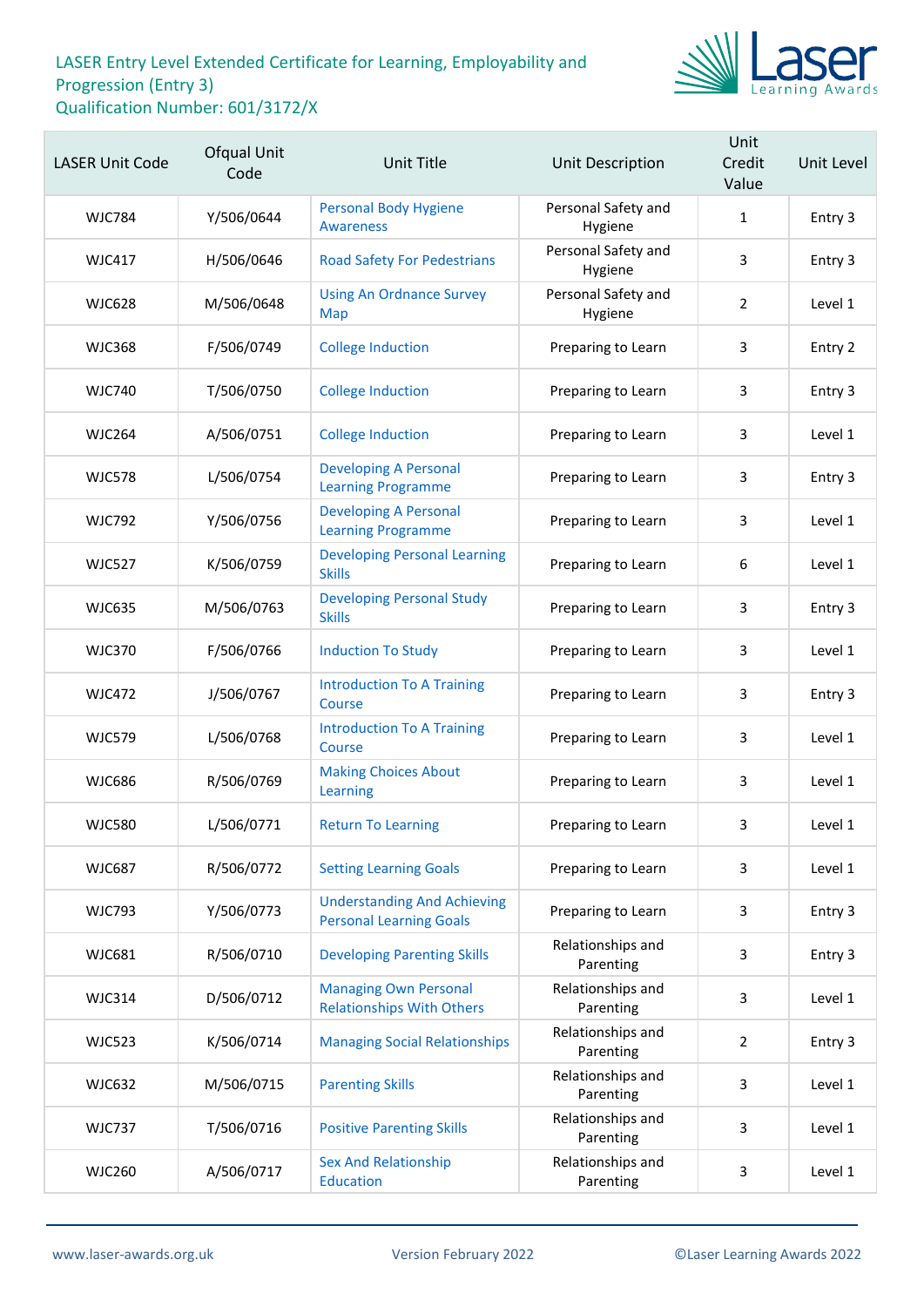# LASER Entry Level Extended Certificate for Learning, Employability and Progression (Entry 3)
# Qualification Number: 601/3172/X

| LASER Unit Code | Ofqual Unit Code | Unit Title | Unit Description | Unit Credit Value | Unit Level |
|---|---|---|---|---|---|
| WJC784 | Y/506/0644 | Personal Body Hygiene Awareness | Personal Safety and Hygiene | 1 | Entry 3 |
| WJC417 | H/506/0646 | Road Safety For Pedestrians | Personal Safety and Hygiene | 3 | Entry 3 |
| WJC628 | M/506/0648 | Using An Ordnance Survey Map | Personal Safety and Hygiene | 2 | Level 1 |
| WJC368 | F/506/0749 | College Induction | Preparing to Learn | 3 | Entry 2 |
| WJC740 | T/506/0750 | College Induction | Preparing to Learn | 3 | Entry 3 |
| WJC264 | A/506/0751 | College Induction | Preparing to Learn | 3 | Level 1 |
| WJC578 | L/506/0754 | Developing A Personal Learning Programme | Preparing to Learn | 3 | Entry 3 |
| WJC792 | Y/506/0756 | Developing A Personal Learning Programme | Preparing to Learn | 3 | Level 1 |
| WJC527 | K/506/0759 | Developing Personal Learning Skills | Preparing to Learn | 6 | Level 1 |
| WJC635 | M/506/0763 | Developing Personal Study Skills | Preparing to Learn | 3 | Entry 3 |
| WJC370 | F/506/0766 | Induction To Study | Preparing to Learn | 3 | Level 1 |
| WJC472 | J/506/0767 | Introduction To A Training Course | Preparing to Learn | 3 | Entry 3 |
| WJC579 | L/506/0768 | Introduction To A Training Course | Preparing to Learn | 3 | Level 1 |
| WJC686 | R/506/0769 | Making Choices About Learning | Preparing to Learn | 3 | Level 1 |
| WJC580 | L/506/0771 | Return To Learning | Preparing to Learn | 3 | Level 1 |
| WJC687 | R/506/0772 | Setting Learning Goals | Preparing to Learn | 3 | Level 1 |
| WJC793 | Y/506/0773 | Understanding And Achieving Personal Learning Goals | Preparing to Learn | 3 | Entry 3 |
| WJC681 | R/506/0710 | Developing Parenting Skills | Relationships and Parenting | 3 | Entry 3 |
| WJC314 | D/506/0712 | Managing Own Personal Relationships With Others | Relationships and Parenting | 3 | Level 1 |
| WJC523 | K/506/0714 | Managing Social Relationships | Relationships and Parenting | 2 | Entry 3 |
| WJC632 | M/506/0715 | Parenting Skills | Relationships and Parenting | 3 | Level 1 |
| WJC737 | T/506/0716 | Positive Parenting Skills | Relationships and Parenting | 3 | Level 1 |
| WJC260 | A/506/0717 | Sex And Relationship Education | Relationships and Parenting | 3 | Level 1 |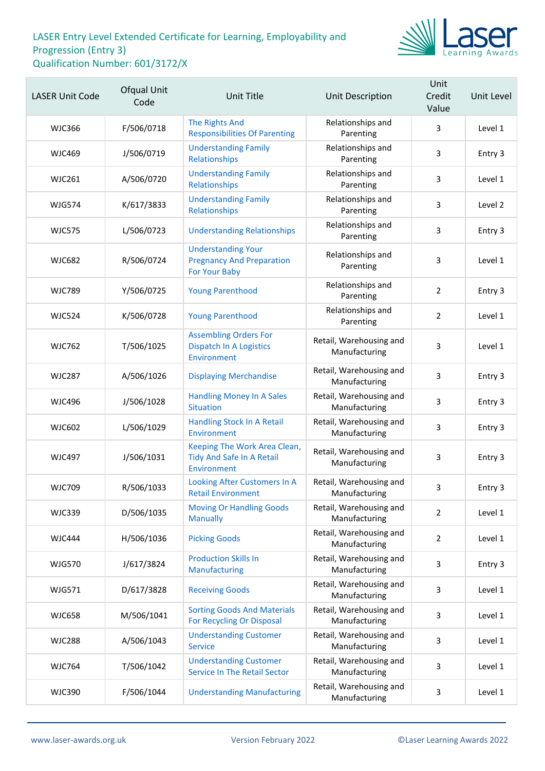# LASER Entry Level Extended Certificate for Learning, Employability and Progression (Entry 3)
# Qualification Number: 601/3172/X

| LASER Unit Code | Ofqual Unit Code | Unit Title | Unit Description | Unit Credit Value | Unit Level |
|---|---|---|---|---|---|
| WJC366 | F/506/0718 | The Rights And Responsibilities Of Parenting | Relationships and Parenting | 3 | Level 1 |
| WJC469 | J/506/0719 | Understanding Family Relationships | Relationships and Parenting | 3 | Entry 3 |
| WJC261 | A/506/0720 | Understanding Family Relationships | Relationships and Parenting | 3 | Level 1 |
| WJG574 | K/617/3833 | Understanding Family Relationships | Relationships and Parenting | 3 | Level 2 |
| WJC575 | L/506/0723 | Understanding Relationships | Relationships and Parenting | 3 | Entry 3 |
| WJC682 | R/506/0724 | Understanding Your Pregnancy And Preparation For Your Baby | Relationships and Parenting | 3 | Level 1 |
| WJC789 | Y/506/0725 | Young Parenthood | Relationships and Parenting | 2 | Entry 3 |
| WJC524 | K/506/0728 | Young Parenthood | Relationships and Parenting | 2 | Level 1 |
| WJC762 | T/506/1025 | Assembling Orders For Dispatch In A Logistics Environment | Retail, Warehousing and Manufacturing | 3 | Level 1 |
| WJC287 | A/506/1026 | Displaying Merchandise | Retail, Warehousing and Manufacturing | 3 | Entry 3 |
| WJC496 | J/506/1028 | Handling Money In A Sales Situation | Retail, Warehousing and Manufacturing | 3 | Entry 3 |
| WJC602 | L/506/1029 | Handling Stock In A Retail Environment | Retail, Warehousing and Manufacturing | 3 | Entry 3 |
| WJC497 | J/506/1031 | Keeping The Work Area Clean, Tidy And Safe In A Retail Environment | Retail, Warehousing and Manufacturing | 3 | Entry 3 |
| WJC709 | R/506/1033 | Looking After Customers In A Retail Environment | Retail, Warehousing and Manufacturing | 3 | Entry 3 |
| WJC339 | D/506/1035 | Moving Or Handling Goods Manually | Retail, Warehousing and Manufacturing | 2 | Level 1 |
| WJC444 | H/506/1036 | Picking Goods | Retail, Warehousing and Manufacturing | 2 | Level 1 |
| WJG570 | J/617/3824 | Production Skills In Manufacturing | Retail, Warehousing and Manufacturing | 3 | Entry 3 |
| WJG571 | D/617/3828 | Receiving Goods | Retail, Warehousing and Manufacturing | 3 | Level 1 |
| WJC658 | M/506/1041 | Sorting Goods And Materials For Recycling Or Disposal | Retail, Warehousing and Manufacturing | 3 | Level 1 |
| WJC288 | A/506/1043 | Understanding Customer Service | Retail, Warehousing and Manufacturing | 3 | Level 1 |
| WJC764 | T/506/1042 | Understanding Customer Service In The Retail Sector | Retail, Warehousing and Manufacturing | 3 | Level 1 |
| WJC390 | F/506/1044 | Understanding Manufacturing | Retail, Warehousing and Manufacturing | 3 | Level 1 |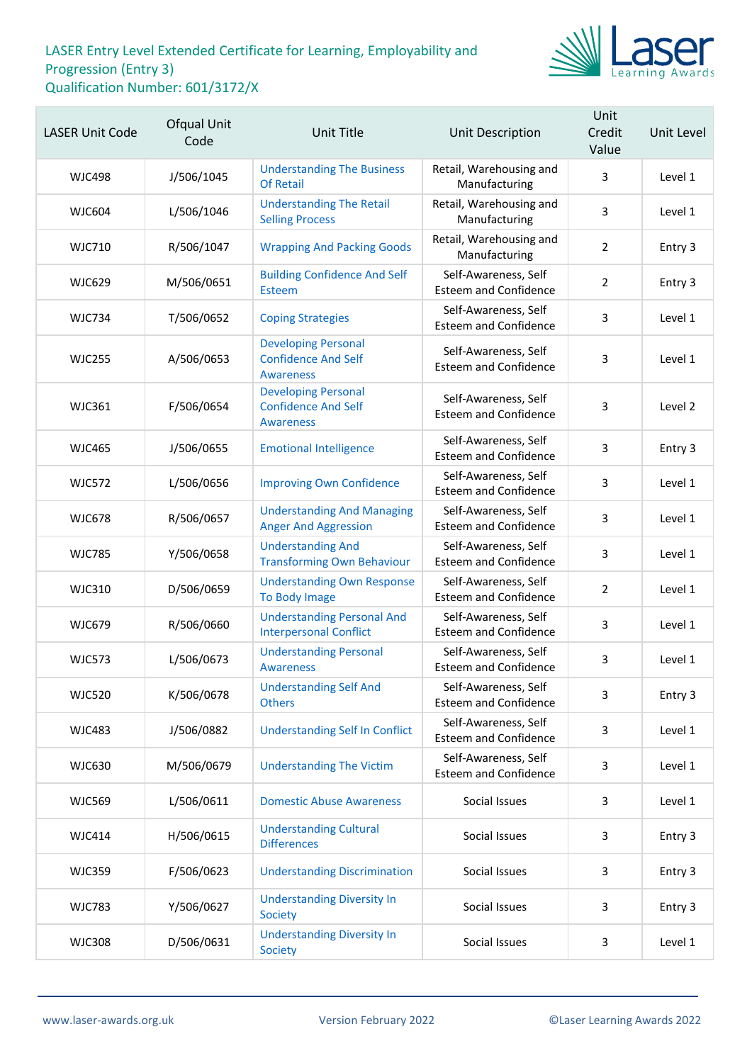# LASER Entry Level Extended Certificate for Learning, Employability and Progression (Entry 3)
Qualification Number: 601/3172/X

| LASER Unit Code | Ofqual Unit Code | Unit Title | Unit Description | Unit Credit Value | Unit Level |
|---|---|---|---|---|---|
| WJC498 | J/506/1045 | Understanding The Business Of Retail | Retail, Warehousing and Manufacturing | 3 | Level 1 |
| WJC604 | L/506/1046 | Understanding The Retail Selling Process | Retail, Warehousing and Manufacturing | 3 | Level 1 |
| WJC710 | R/506/1047 | Wrapping And Packing Goods | Retail, Warehousing and Manufacturing | 2 | Entry 3 |
| WJC629 | M/506/0651 | Building Confidence And Self Esteem | Self-Awareness, Self Esteem and Confidence | 2 | Entry 3 |
| WJC734 | T/506/0652 | Coping Strategies | Self-Awareness, Self Esteem and Confidence | 3 | Level 1 |
| WJC255 | A/506/0653 | Developing Personal Confidence And Self Awareness | Self-Awareness, Self Esteem and Confidence | 3 | Level 1 |
| WJC361 | F/506/0654 | Developing Personal Confidence And Self Awareness | Self-Awareness, Self Esteem and Confidence | 3 | Level 2 |
| WJC465 | J/506/0655 | Emotional Intelligence | Self-Awareness, Self Esteem and Confidence | 3 | Entry 3 |
| WJC572 | L/506/0656 | Improving Own Confidence | Self-Awareness, Self Esteem and Confidence | 3 | Level 1 |
| WJC678 | R/506/0657 | Understanding And Managing Anger And Aggression | Self-Awareness, Self Esteem and Confidence | 3 | Level 1 |
| WJC785 | Y/506/0658 | Understanding And Transforming Own Behaviour | Self-Awareness, Self Esteem and Confidence | 3 | Level 1 |
| WJC310 | D/506/0659 | Understanding Own Response To Body Image | Self-Awareness, Self Esteem and Confidence | 2 | Level 1 |
| WJC679 | R/506/0660 | Understanding Personal And Interpersonal Conflict | Self-Awareness, Self Esteem and Confidence | 3 | Level 1 |
| WJC573 | L/506/0673 | Understanding Personal Awareness | Self-Awareness, Self Esteem and Confidence | 3 | Level 1 |
| WJC520 | K/506/0678 | Understanding Self And Others | Self-Awareness, Self Esteem and Confidence | 3 | Entry 3 |
| WJC483 | J/506/0882 | Understanding Self In Conflict | Self-Awareness, Self Esteem and Confidence | 3 | Level 1 |
| WJC630 | M/506/0679 | Understanding The Victim | Self-Awareness, Self Esteem and Confidence | 3 | Level 1 |
| WJC569 | L/506/0611 | Domestic Abuse Awareness | Social Issues | 3 | Level 1 |
| WJC414 | H/506/0615 | Understanding Cultural Differences | Social Issues | 3 | Entry 3 |
| WJC359 | F/506/0623 | Understanding Discrimination | Social Issues | 3 | Entry 3 |
| WJC783 | Y/506/0627 | Understanding Diversity In Society | Social Issues | 3 | Entry 3 |
| WJC308 | D/506/0631 | Understanding Diversity In Society | Social Issues | 3 | Level 1 |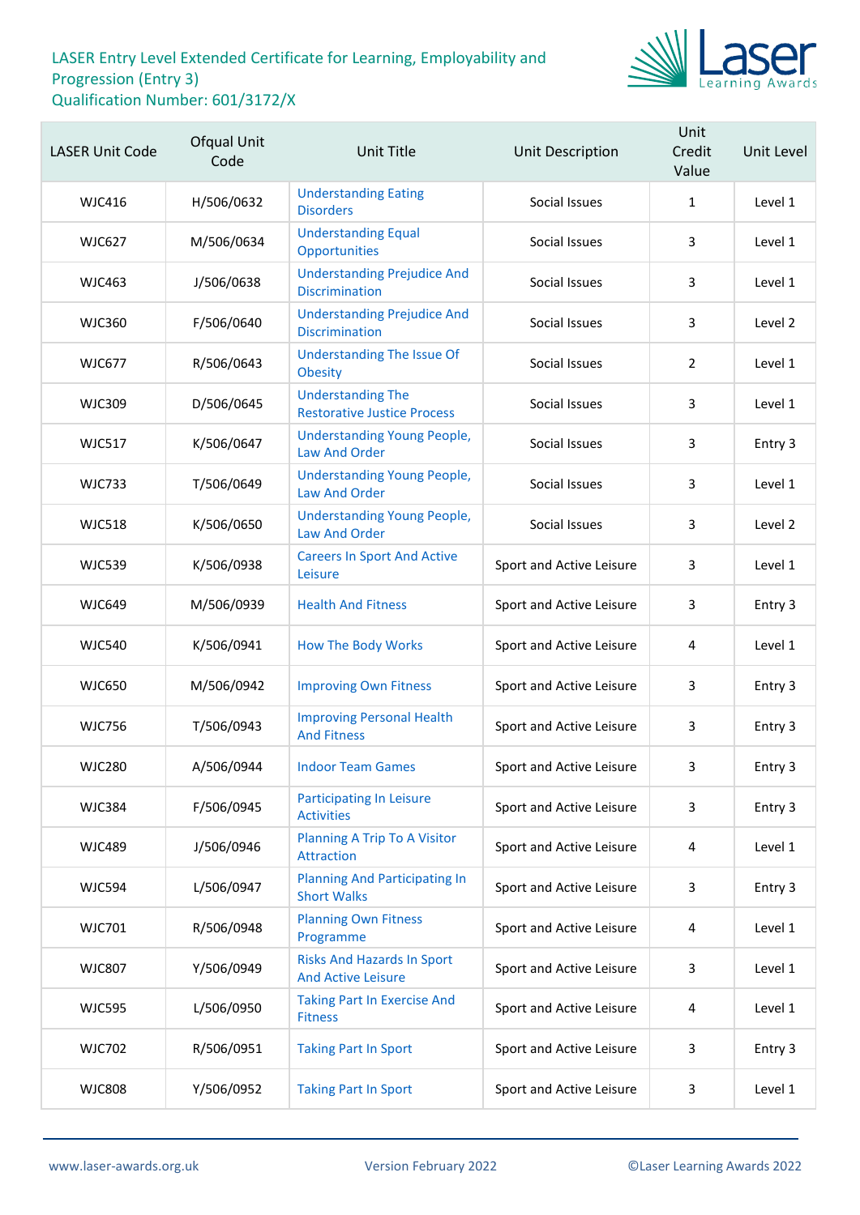LASER Entry Level Extended Certificate for Learning, Employability and Progression (Entry 3)
Qualification Number: 601/3172/X

| LASER Unit Code | Ofqual Unit Code | Unit Title | Unit Description | Unit Credit Value | Unit Level |
|---|---|---|---|---|---|
| WJC416 | H/506/0632 | Understanding Eating Disorders | Social Issues | 1 | Level 1 |
| WJC627 | M/506/0634 | Understanding Equal Opportunities | Social Issues | 3 | Level 1 |
| WJC463 | J/506/0638 | Understanding Prejudice And Discrimination | Social Issues | 3 | Level 1 |
| WJC360 | F/506/0640 | Understanding Prejudice And Discrimination | Social Issues | 3 | Level 2 |
| WJC677 | R/506/0643 | Understanding The Issue Of Obesity | Social Issues | 2 | Level 1 |
| WJC309 | D/506/0645 | Understanding The Restorative Justice Process | Social Issues | 3 | Level 1 |
| WJC517 | K/506/0647 | Understanding Young People, Law And Order | Social Issues | 3 | Entry 3 |
| WJC733 | T/506/0649 | Understanding Young People, Law And Order | Social Issues | 3 | Level 1 |
| WJC518 | K/506/0650 | Understanding Young People, Law And Order | Social Issues | 3 | Level 2 |
| WJC539 | K/506/0938 | Careers In Sport And Active Leisure | Sport and Active Leisure | 3 | Level 1 |
| WJC649 | M/506/0939 | Health And Fitness | Sport and Active Leisure | 3 | Entry 3 |
| WJC540 | K/506/0941 | How The Body Works | Sport and Active Leisure | 4 | Level 1 |
| WJC650 | M/506/0942 | Improving Own Fitness | Sport and Active Leisure | 3 | Entry 3 |
| WJC756 | T/506/0943 | Improving Personal Health And Fitness | Sport and Active Leisure | 3 | Entry 3 |
| WJC280 | A/506/0944 | Indoor Team Games | Sport and Active Leisure | 3 | Entry 3 |
| WJC384 | F/506/0945 | Participating In Leisure Activities | Sport and Active Leisure | 3 | Entry 3 |
| WJC489 | J/506/0946 | Planning A Trip To A Visitor Attraction | Sport and Active Leisure | 4 | Level 1 |
| WJC594 | L/506/0947 | Planning And Participating In Short Walks | Sport and Active Leisure | 3 | Entry 3 |
| WJC701 | R/506/0948 | Planning Own Fitness Programme | Sport and Active Leisure | 4 | Level 1 |
| WJC807 | Y/506/0949 | Risks And Hazards In Sport And Active Leisure | Sport and Active Leisure | 3 | Level 1 |
| WJC595 | L/506/0950 | Taking Part In Exercise And Fitness | Sport and Active Leisure | 4 | Level 1 |
| WJC702 | R/506/0951 | Taking Part In Sport | Sport and Active Leisure | 3 | Entry 3 |
| WJC808 | Y/506/0952 | Taking Part In Sport | Sport and Active Leisure | 3 | Level 1 |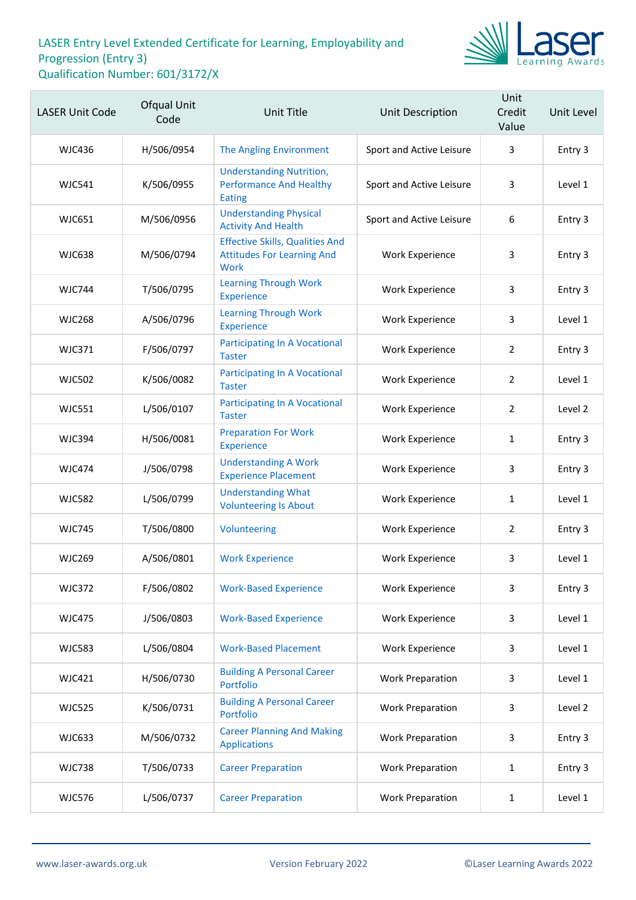LASER Entry Level Extended Certificate for Learning, Employability and Progression (Entry 3)
Qualification Number: 601/3172/X

| LASER Unit Code | Ofqual Unit Code | Unit Title | Unit Description | Unit Credit Value | Unit Level |
|---|---|---|---|---|---|
| WJC436 | H/506/0954 | The Angling Environment | Sport and Active Leisure | 3 | Entry 3 |
| WJC541 | K/506/0955 | Understanding Nutrition, Performance And Healthy Eating | Sport and Active Leisure | 3 | Level 1 |
| WJC651 | M/506/0956 | Understanding Physical Activity And Health | Sport and Active Leisure | 6 | Entry 3 |
| WJC638 | M/506/0794 | Effective Skills, Qualities And Attitudes For Learning And Work | Work Experience | 3 | Entry 3 |
| WJC744 | T/506/0795 | Learning Through Work Experience | Work Experience | 3 | Entry 3 |
| WJC268 | A/506/0796 | Learning Through Work Experience | Work Experience | 3 | Level 1 |
| WJC371 | F/506/0797 | Participating In A Vocational Taster | Work Experience | 2 | Entry 3 |
| WJC502 | K/506/0082 | Participating In A Vocational Taster | Work Experience | 2 | Level 1 |
| WJC551 | L/506/0107 | Participating In A Vocational Taster | Work Experience | 2 | Level 2 |
| WJC394 | H/506/0081 | Preparation For Work Experience | Work Experience | 1 | Entry 3 |
| WJC474 | J/506/0798 | Understanding A Work Experience Placement | Work Experience | 3 | Entry 3 |
| WJC582 | L/506/0799 | Understanding What Volunteering Is About | Work Experience | 1 | Level 1 |
| WJC745 | T/506/0800 | Volunteering | Work Experience | 2 | Entry 3 |
| WJC269 | A/506/0801 | Work Experience | Work Experience | 3 | Level 1 |
| WJC372 | F/506/0802 | Work-Based Experience | Work Experience | 3 | Entry 3 |
| WJC475 | J/506/0803 | Work-Based Experience | Work Experience | 3 | Level 1 |
| WJC583 | L/506/0804 | Work-Based Placement | Work Experience | 3 | Level 1 |
| WJC421 | H/506/0730 | Building A Personal Career Portfolio | Work Preparation | 3 | Level 1 |
| WJC525 | K/506/0731 | Building A Personal Career Portfolio | Work Preparation | 3 | Level 2 |
| WJC633 | M/506/0732 | Career Planning And Making Applications | Work Preparation | 3 | Entry 3 |
| WJC738 | T/506/0733 | Career Preparation | Work Preparation | 1 | Entry 3 |
| WJC576 | L/506/0737 | Career Preparation | Work Preparation | 1 | Level 1 |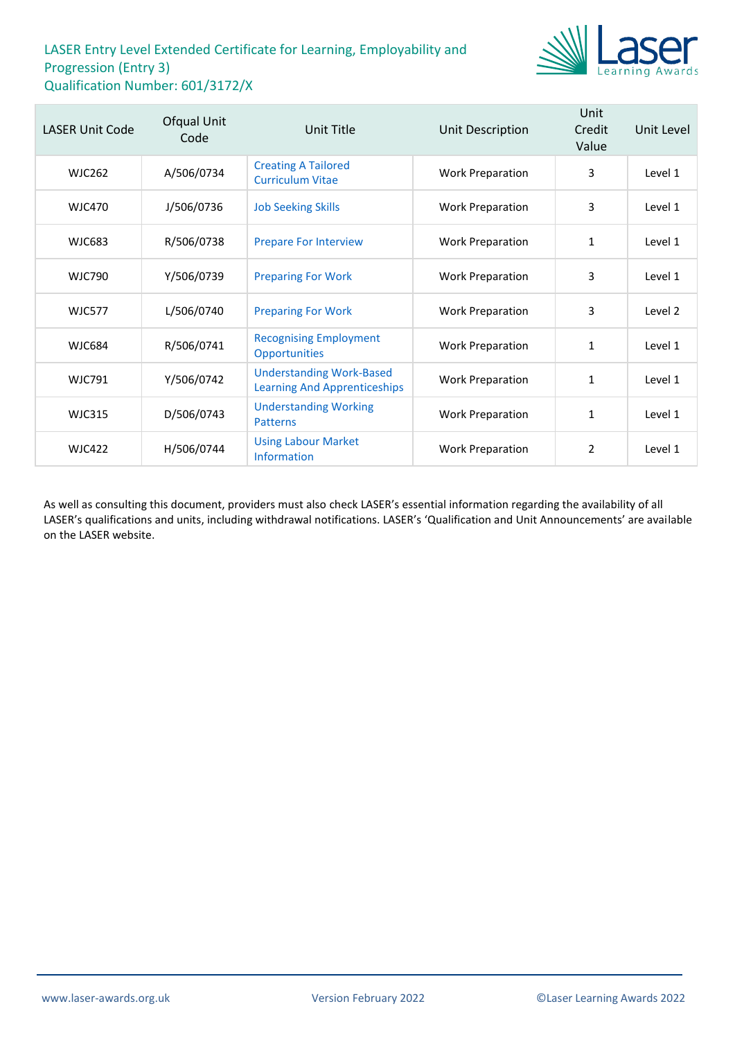| LASER Unit Code | Ofqual Unit Code | Unit Title | Unit Description | Unit Credit Value | Unit Level |
|---|---|---|---|---|---|
| WJC262 | A/506/0734 | Creating A Tailored Curriculum Vitae | Work Preparation | 3 | Level 1 |
| WJC470 | J/506/0736 | Job Seeking Skills | Work Preparation | 3 | Level 1 |
| WJC683 | R/506/0738 | Prepare For Interview | Work Preparation | 1 | Level 1 |
| WJC790 | Y/506/0739 | Preparing For Work | Work Preparation | 3 | Level 1 |
| WJC577 | L/506/0740 | Preparing For Work | Work Preparation | 3 | Level 2 |
| WJC684 | R/506/0741 | Recognising Employment Opportunities | Work Preparation | 1 | Level 1 |
| WJC791 | Y/506/0742 | Understanding Work-Based Learning And Apprenticeships | Work Preparation | 1 | Level 1 |
| WJC315 | D/506/0743 | Understanding Working Patterns | Work Preparation | 1 | Level 1 |
| WJC422 | H/506/0744 | Using Labour Market Information | Work Preparation | 2 | Level 1 |

As well as consulting this document, providers must also check LASER's essential information regarding the availability of all LASER's qualifications and units, including withdrawal notifications. LASER's 'Qualification and Unit Announcements' are available on the LASER website.